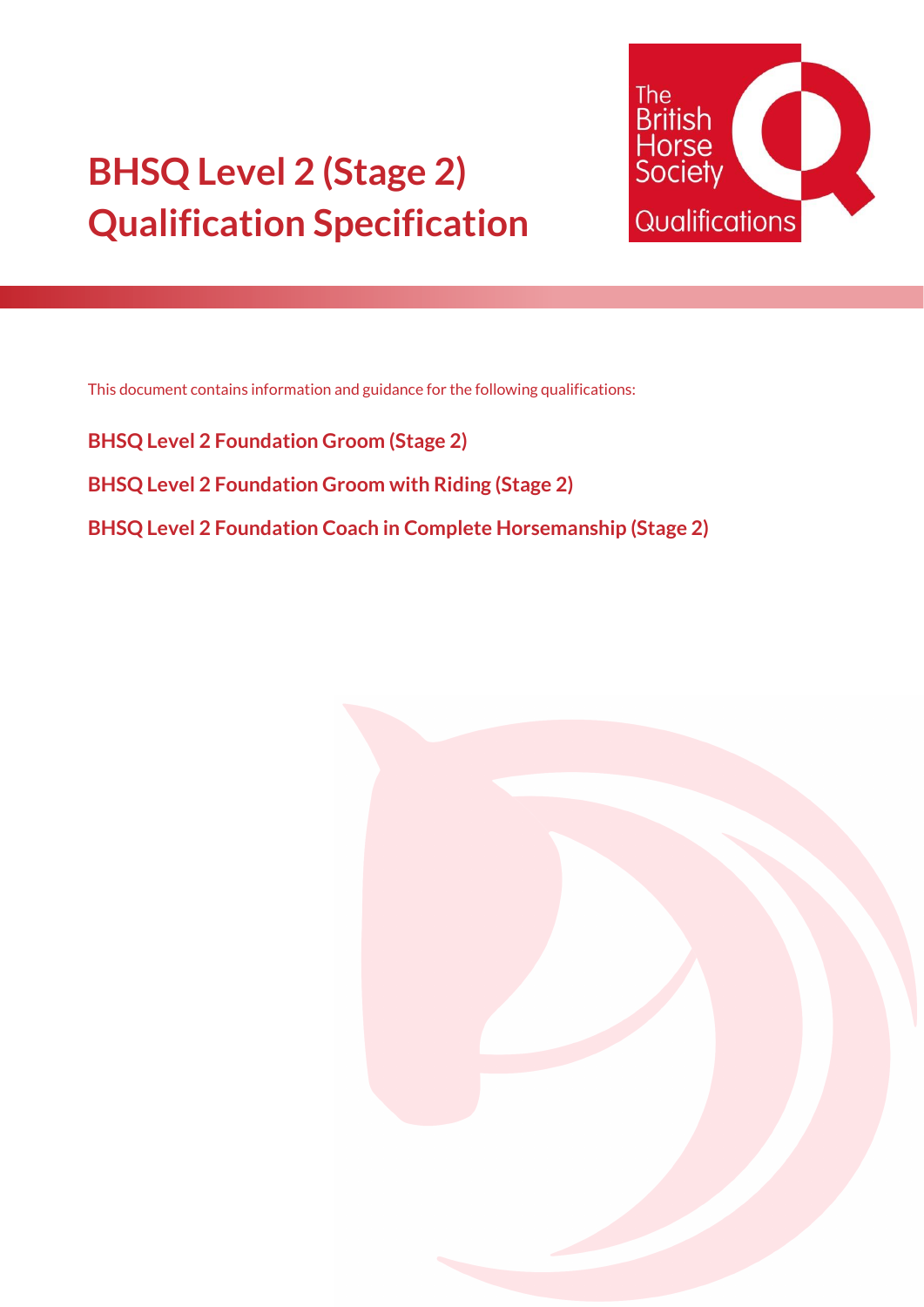# BHSQ Level 2 (Stage 2) Qualification Specification

The British Horse Society Qualifications

This document contains information and guidance for the following qualifications:

**BHSQ Level 2 Foundation Groom (Stage 2)**

**BHSQ Level 2 Foundation Groom with Riding (Stage 2)**

**BHSQ Level 2 Foundation Coach in Complete Horsemanship (Stage 2)**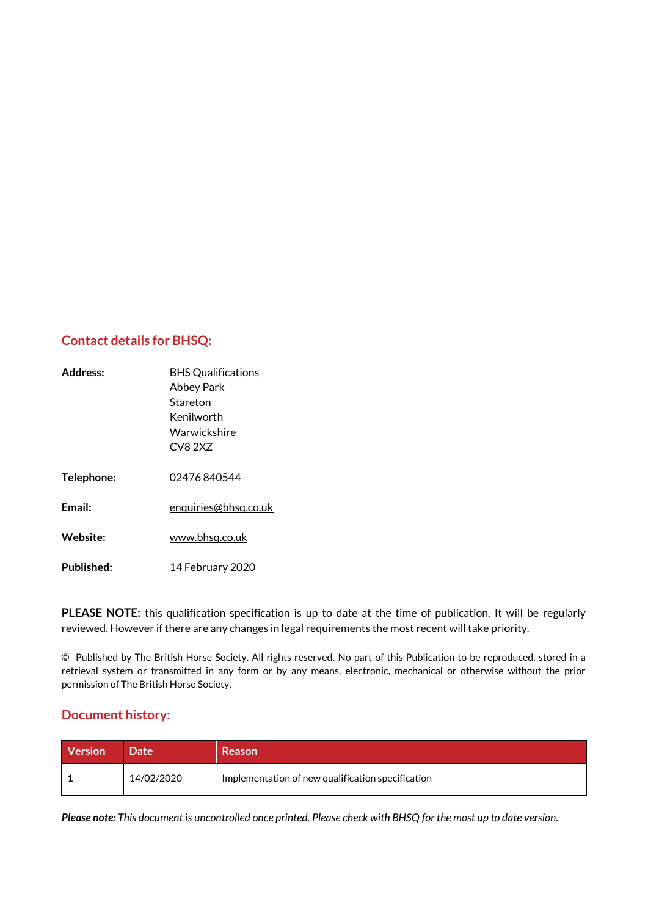## Contact details for BHSQ:

**Address:** BHS Qualifications
Abbey Park
Stareton
Kenilworth
Warwickshire
CV8 2XZ

**Telephone:** 02476 840544

**Email:** enquiries@bhsq.co.uk

**Website:** www.bhsq.co.uk

**Published:** 14 February 2020

**PLEASE NOTE:** this qualification specification is up to date at the time of publication. It will be regularly reviewed. However if there are any changes in legal requirements the most recent will take priority.

© Published by The British Horse Society. All rights reserved. No part of this Publication to be reproduced, stored in a retrieval system or transmitted in any form or by any means, electronic, mechanical or otherwise without the prior permission of The British Horse Society.

## Document history:

| Version | Date | Reason |
|---|---|---|
| **1** | 14/02/2020 | Implementation of new qualification specification |

***Please note:*** *This document is uncontrolled once printed. Please check with BHSQ for the most up to date version.*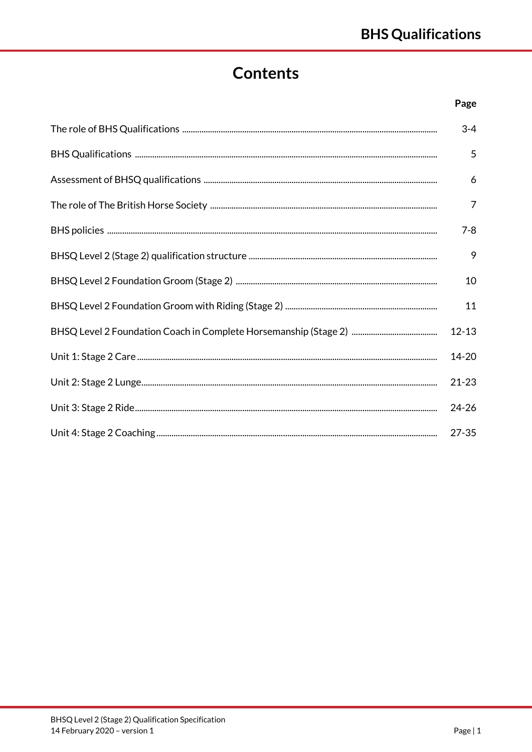# Contents

| | Page |
|---|---|
| The role of BHS Qualifications | 3-4 |
| BHS Qualifications | 5 |
| Assessment of BHSQ qualifications | 6 |
| The role of The British Horse Society | 7 |
| BHS policies | 7-8 |
| BHSQ Level 2 (Stage 2) qualification structure | 9 |
| BHSQ Level 2 Foundation Groom (Stage 2) | 10 |
| BHSQ Level 2 Foundation Groom with Riding (Stage 2) | 11 |
| BHSQ Level 2 Foundation Coach in Complete Horsemanship (Stage 2) | 12-13 |
| Unit 1: Stage 2 Care | 14-20 |
| Unit 2: Stage 2 Lunge | 21-23 |
| Unit 3: Stage 2 Ride | 24-26 |
| Unit 4: Stage 2 Coaching | 27-35 |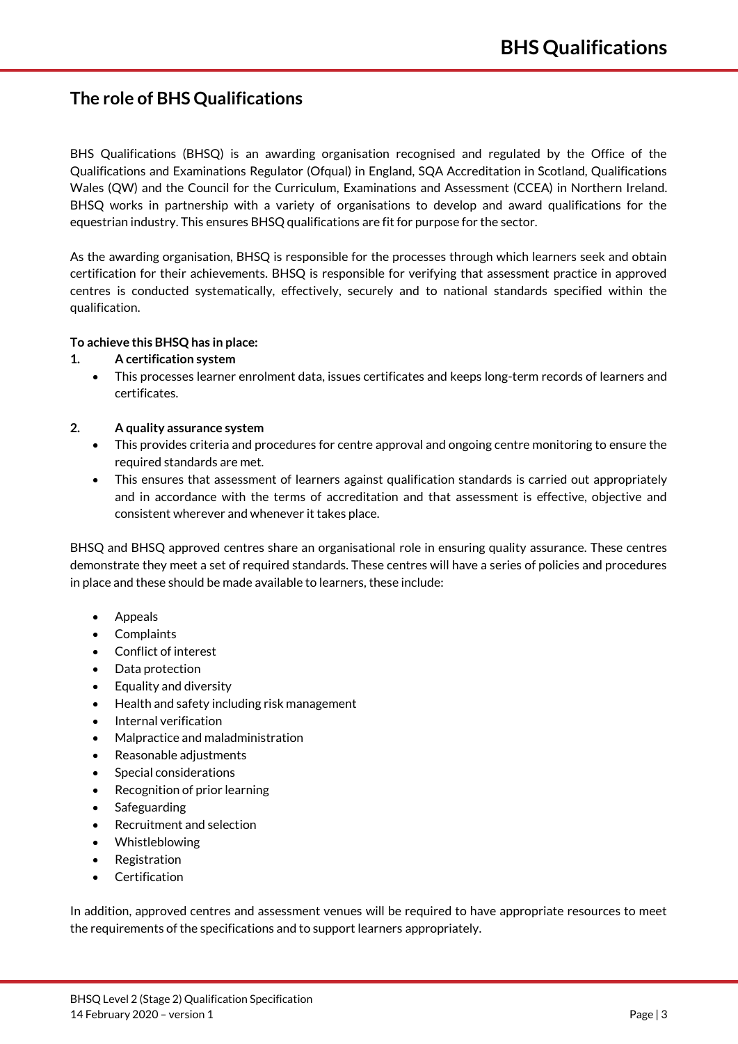## The role of BHS Qualifications

BHS Qualifications (BHSQ) is an awarding organisation recognised and regulated by the Office of the Qualifications and Examinations Regulator (Ofqual) in England, SQA Accreditation in Scotland, Qualifications Wales (QW) and the Council for the Curriculum, Examinations and Assessment (CCEA) in Northern Ireland. BHSQ works in partnership with a variety of organisations to develop and award qualifications for the equestrian industry. This ensures BHSQ qualifications are fit for purpose for the sector.

As the awarding organisation, BHSQ is responsible for the processes through which learners seek and obtain certification for their achievements. BHSQ is responsible for verifying that assessment practice in approved centres is conducted systematically, effectively, securely and to national standards specified within the qualification.

**To achieve this BHSQ has in place:**

**1. A certification system**

- This processes learner enrolment data, issues certificates and keeps long-term records of learners and certificates.

**2. A quality assurance system**

- This provides criteria and procedures for centre approval and ongoing centre monitoring to ensure the required standards are met.
- This ensures that assessment of learners against qualification standards is carried out appropriately and in accordance with the terms of accreditation and that assessment is effective, objective and consistent wherever and whenever it takes place.

BHSQ and BHSQ approved centres share an organisational role in ensuring quality assurance. These centres demonstrate they meet a set of required standards. These centres will have a series of policies and procedures in place and these should be made available to learners, these include:

- Appeals
- Complaints
- Conflict of interest
- Data protection
- Equality and diversity
- Health and safety including risk management
- Internal verification
- Malpractice and maladministration
- Reasonable adjustments
- Special considerations
- Recognition of prior learning
- Safeguarding
- Recruitment and selection
- Whistleblowing
- Registration
- Certification

In addition, approved centres and assessment venues will be required to have appropriate resources to meet the requirements of the specifications and to support learners appropriately.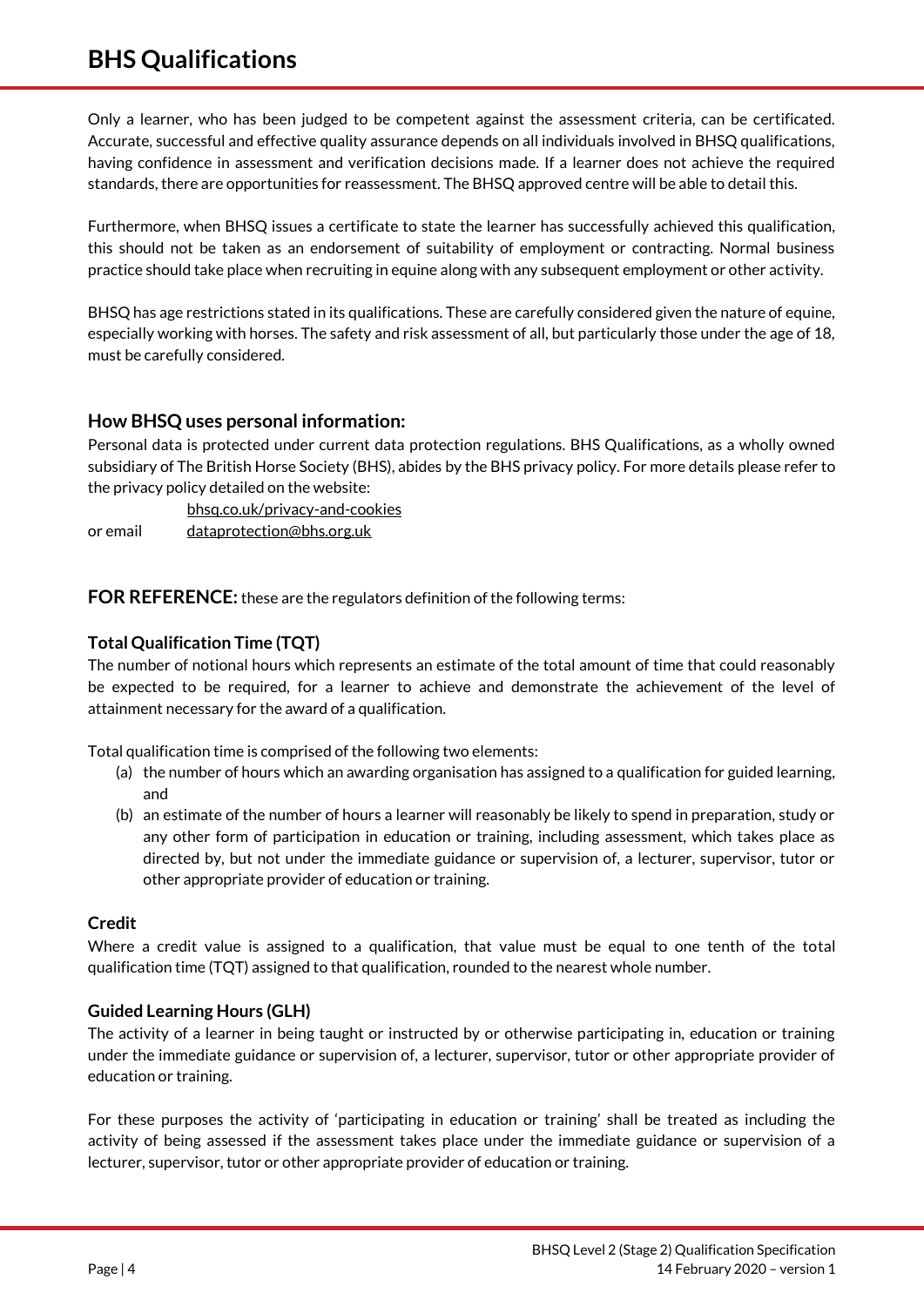Only a learner, who has been judged to be competent against the assessment criteria, can be certificated. Accurate, successful and effective quality assurance depends on all individuals involved in BHSQ qualifications, having confidence in assessment and verification decisions made. If a learner does not achieve the required standards, there are opportunities for reassessment. The BHSQ approved centre will be able to detail this.

Furthermore, when BHSQ issues a certificate to state the learner has successfully achieved this qualification, this should not be taken as an endorsement of suitability of employment or contracting. Normal business practice should take place when recruiting in equine along with any subsequent employment or other activity.

BHSQ has age restrictions stated in its qualifications. These are carefully considered given the nature of equine, especially working with horses. The safety and risk assessment of all, but particularly those under the age of 18, must be carefully considered.

### How BHSQ uses personal information:

Personal data is protected under current data protection regulations. BHS Qualifications, as a wholly owned subsidiary of The British Horse Society (BHS), abides by the BHS privacy policy. For more details please refer to the privacy policy detailed on the website:

bhsq.co.uk/privacy-and-cookies

or email dataprotection@bhs.org.uk

**FOR REFERENCE:** these are the regulators definition of the following terms:

### Total Qualification Time (TQT)

The number of notional hours which represents an estimate of the total amount of time that could reasonably be expected to be required, for a learner to achieve and demonstrate the achievement of the level of attainment necessary for the award of a qualification.

Total qualification time is comprised of the following two elements:

(a) the number of hours which an awarding organisation has assigned to a qualification for guided learning, and

(b) an estimate of the number of hours a learner will reasonably be likely to spend in preparation, study or any other form of participation in education or training, including assessment, which takes place as directed by, but not under the immediate guidance or supervision of, a lecturer, supervisor, tutor or other appropriate provider of education or training.

### Credit

Where a credit value is assigned to a qualification, that value must be equal to one tenth of the total qualification time (TQT) assigned to that qualification, rounded to the nearest whole number.

### Guided Learning Hours (GLH)

The activity of a learner in being taught or instructed by or otherwise participating in, education or training under the immediate guidance or supervision of, a lecturer, supervisor, tutor or other appropriate provider of education or training.

For these purposes the activity of 'participating in education or training' shall be treated as including the activity of being assessed if the assessment takes place under the immediate guidance or supervision of a lecturer, supervisor, tutor or other appropriate provider of education or training.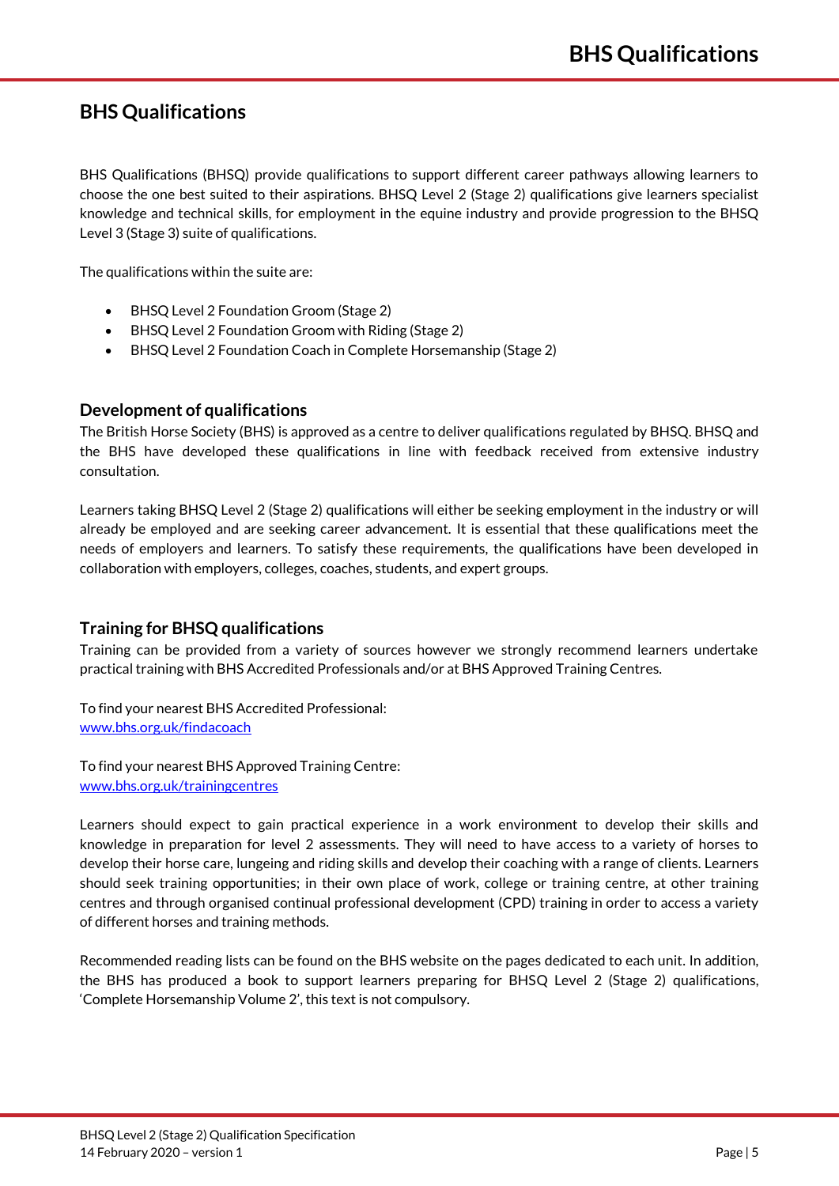# BHS Qualifications

BHS Qualifications (BHSQ) provide qualifications to support different career pathways allowing learners to choose the one best suited to their aspirations. BHSQ Level 2 (Stage 2) qualifications give learners specialist knowledge and technical skills, for employment in the equine industry and provide progression to the BHSQ Level 3 (Stage 3) suite of qualifications.

The qualifications within the suite are:

- BHSQ Level 2 Foundation Groom (Stage 2)
- BHSQ Level 2 Foundation Groom with Riding (Stage 2)
- BHSQ Level 2 Foundation Coach in Complete Horsemanship (Stage 2)

## Development of qualifications

The British Horse Society (BHS) is approved as a centre to deliver qualifications regulated by BHSQ. BHSQ and the BHS have developed these qualifications in line with feedback received from extensive industry consultation.

Learners taking BHSQ Level 2 (Stage 2) qualifications will either be seeking employment in the industry or will already be employed and are seeking career advancement. It is essential that these qualifications meet the needs of employers and learners. To satisfy these requirements, the qualifications have been developed in collaboration with employers, colleges, coaches, students, and expert groups.

## Training for BHSQ qualifications

Training can be provided from a variety of sources however we strongly recommend learners undertake practical training with BHS Accredited Professionals and/or at BHS Approved Training Centres.

To find your nearest BHS Accredited Professional:
www.bhs.org.uk/findacoach

To find your nearest BHS Approved Training Centre:
www.bhs.org.uk/trainingcentres

Learners should expect to gain practical experience in a work environment to develop their skills and knowledge in preparation for level 2 assessments. They will need to have access to a variety of horses to develop their horse care, lungeing and riding skills and develop their coaching with a range of clients. Learners should seek training opportunities; in their own place of work, college or training centre, at other training centres and through organised continual professional development (CPD) training in order to access a variety of different horses and training methods.

Recommended reading lists can be found on the BHS website on the pages dedicated to each unit. In addition, the BHS has produced a book to support learners preparing for BHSQ Level 2 (Stage 2) qualifications, 'Complete Horsemanship Volume 2', this text is not compulsory.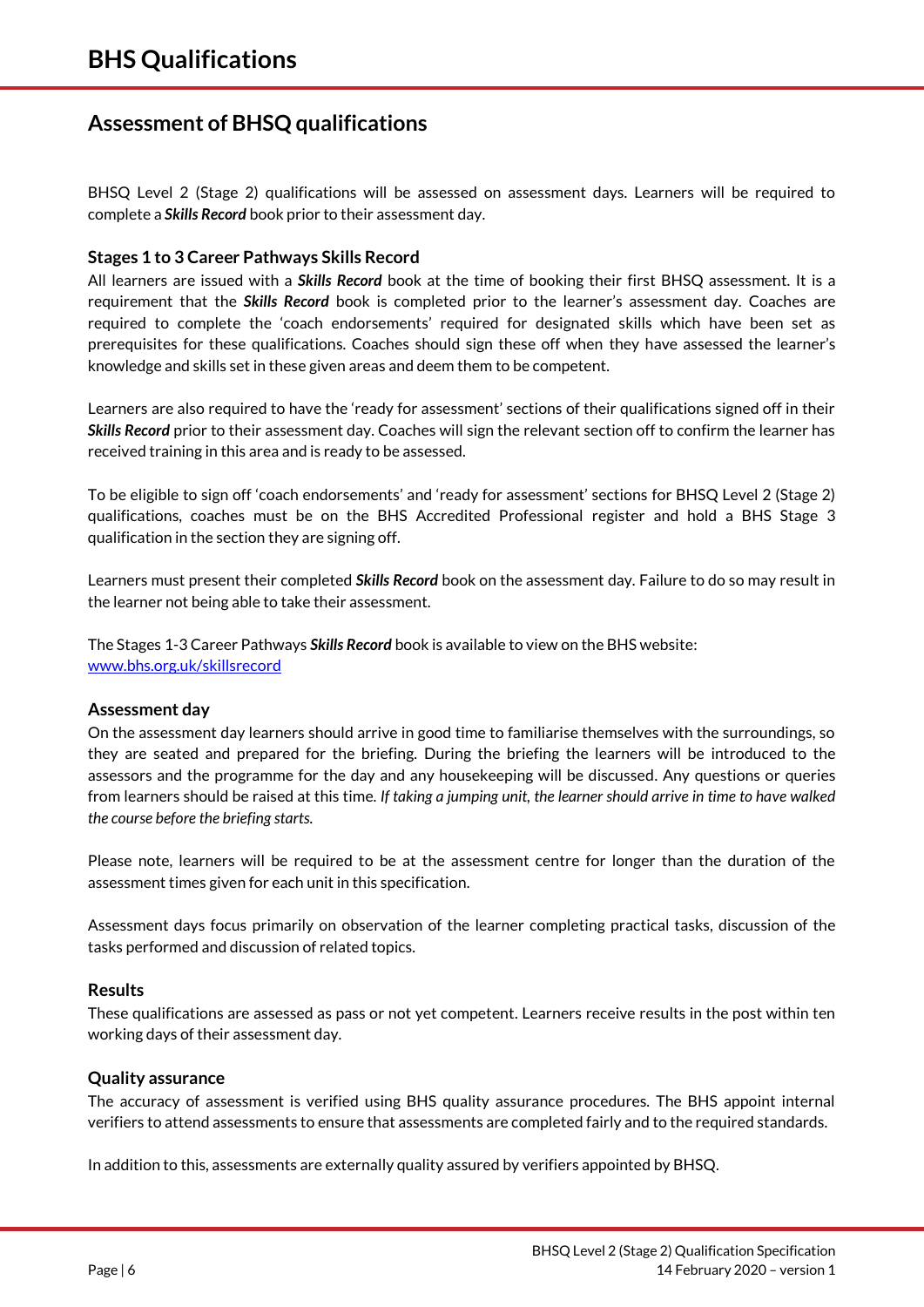# Assessment of BHSQ qualifications

BHSQ Level 2 (Stage 2) qualifications will be assessed on assessment days. Learners will be required to complete a ***Skills Record*** book prior to their assessment day.

### Stages 1 to 3 Career Pathways Skills Record

All learners are issued with a ***Skills Record*** book at the time of booking their first BHSQ assessment. It is a requirement that the ***Skills Record*** book is completed prior to the learner's assessment day. Coaches are required to complete the 'coach endorsements' required for designated skills which have been set as prerequisites for these qualifications. Coaches should sign these off when they have assessed the learner's knowledge and skills set in these given areas and deem them to be competent.

Learners are also required to have the 'ready for assessment' sections of their qualifications signed off in their ***Skills Record*** prior to their assessment day. Coaches will sign the relevant section off to confirm the learner has received training in this area and is ready to be assessed.

To be eligible to sign off 'coach endorsements' and 'ready for assessment' sections for BHSQ Level 2 (Stage 2) qualifications, coaches must be on the BHS Accredited Professional register and hold a BHS Stage 3 qualification in the section they are signing off.

Learners must present their completed ***Skills Record*** book on the assessment day. Failure to do so may result in the learner not being able to take their assessment.

The Stages 1-3 Career Pathways ***Skills Record*** book is available to view on the BHS website: [www.bhs.org.uk/skillsrecord](http://www.bhs.org.uk/skillsrecord)

### Assessment day

On the assessment day learners should arrive in good time to familiarise themselves with the surroundings, so they are seated and prepared for the briefing. During the briefing the learners will be introduced to the assessors and the programme for the day and any housekeeping will be discussed. Any questions or queries from learners should be raised at this time. *If taking a jumping unit, the learner should arrive in time to have walked the course before the briefing starts.*

Please note, learners will be required to be at the assessment centre for longer than the duration of the assessment times given for each unit in this specification.

Assessment days focus primarily on observation of the learner completing practical tasks, discussion of the tasks performed and discussion of related topics.

### Results

These qualifications are assessed as pass or not yet competent. Learners receive results in the post within ten working days of their assessment day.

### Quality assurance

The accuracy of assessment is verified using BHS quality assurance procedures. The BHS appoint internal verifiers to attend assessments to ensure that assessments are completed fairly and to the required standards.

In addition to this, assessments are externally quality assured by verifiers appointed by BHSQ.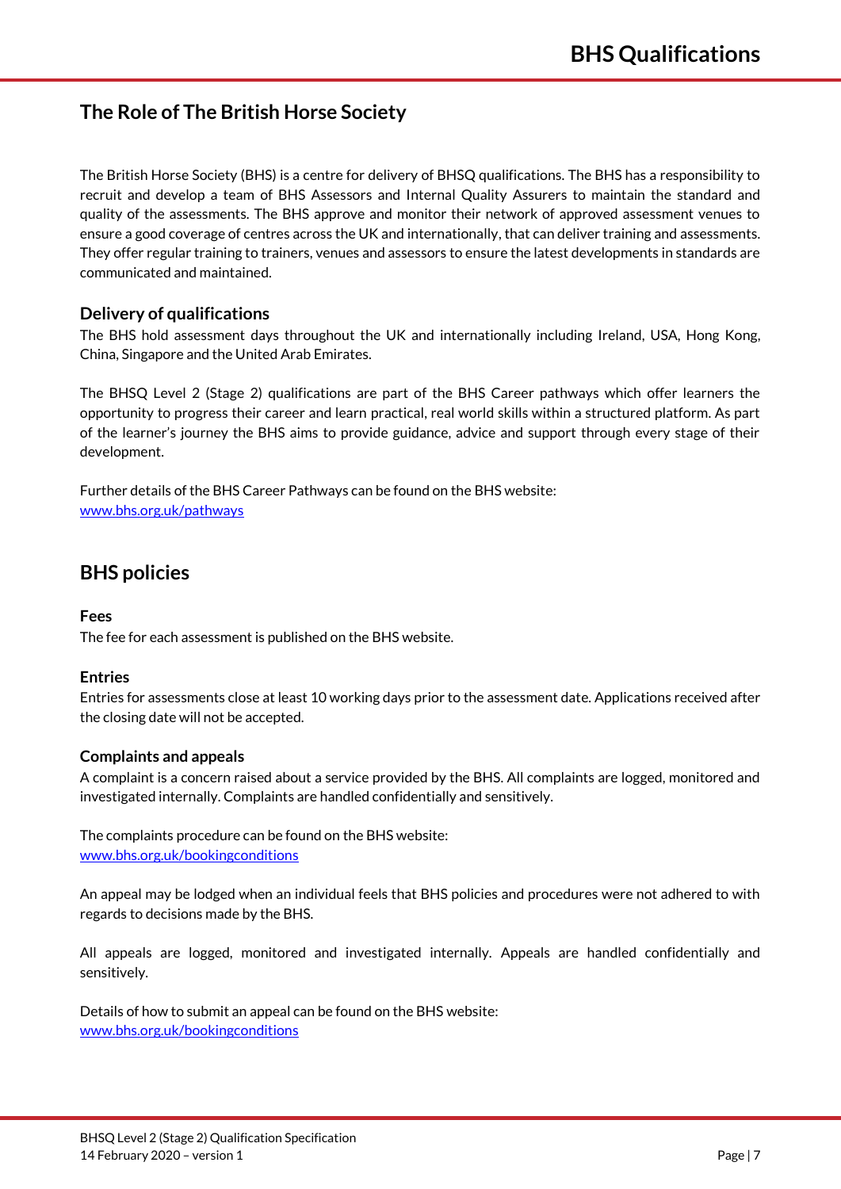## The Role of The British Horse Society

The British Horse Society (BHS) is a centre for delivery of BHSQ qualifications. The BHS has a responsibility to recruit and develop a team of BHS Assessors and Internal Quality Assurers to maintain the standard and quality of the assessments. The BHS approve and monitor their network of approved assessment venues to ensure a good coverage of centres across the UK and internationally, that can deliver training and assessments. They offer regular training to trainers, venues and assessors to ensure the latest developments in standards are communicated and maintained.

### Delivery of qualifications

The BHS hold assessment days throughout the UK and internationally including Ireland, USA, Hong Kong, China, Singapore and the United Arab Emirates.

The BHSQ Level 2 (Stage 2) qualifications are part of the BHS Career pathways which offer learners the opportunity to progress their career and learn practical, real world skills within a structured platform. As part of the learner's journey the BHS aims to provide guidance, advice and support through every stage of their development.

Further details of the BHS Career Pathways can be found on the BHS website:
[www.bhs.org.uk/pathways](www.bhs.org.uk/pathways)

## BHS policies

### Fees

The fee for each assessment is published on the BHS website.

### Entries

Entries for assessments close at least 10 working days prior to the assessment date. Applications received after the closing date will not be accepted.

### Complaints and appeals

A complaint is a concern raised about a service provided by the BHS. All complaints are logged, monitored and investigated internally. Complaints are handled confidentially and sensitively.

The complaints procedure can be found on the BHS website:
[www.bhs.org.uk/bookingconditions](www.bhs.org.uk/bookingconditions)

An appeal may be lodged when an individual feels that BHS policies and procedures were not adhered to with regards to decisions made by the BHS.

All appeals are logged, monitored and investigated internally. Appeals are handled confidentially and sensitively.

Details of how to submit an appeal can be found on the BHS website:
[www.bhs.org.uk/bookingconditions](www.bhs.org.uk/bookingconditions)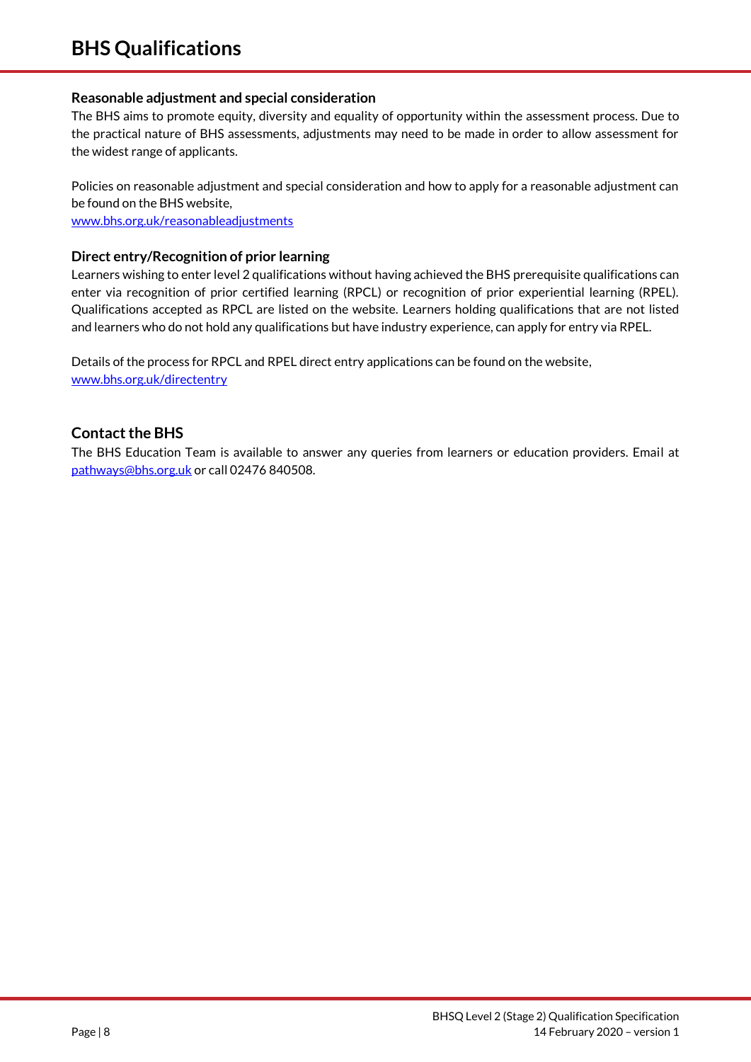### Reasonable adjustment and special consideration

The BHS aims to promote equity, diversity and equality of opportunity within the assessment process. Due to the practical nature of BHS assessments, adjustments may need to be made in order to allow assessment for the widest range of applicants.

Policies on reasonable adjustment and special consideration and how to apply for a reasonable adjustment can be found on the BHS website,
[www.bhs.org.uk/reasonableadjustments](http://www.bhs.org.uk/reasonableadjustments)

### Direct entry/Recognition of prior learning

Learners wishing to enter level 2 qualifications without having achieved the BHS prerequisite qualifications can enter via recognition of prior certified learning (RPCL) or recognition of prior experiential learning (RPEL). Qualifications accepted as RPCL are listed on the website. Learners holding qualifications that are not listed and learners who do not hold any qualifications but have industry experience, can apply for entry via RPEL.

Details of the process for RPCL and RPEL direct entry applications can be found on the website,
[www.bhs.org.uk/directentry](http://www.bhs.org.uk/directentry)

## Contact the BHS

The BHS Education Team is available to answer any queries from learners or education providers. Email at [pathways@bhs.org.uk](mailto:pathways@bhs.org.uk) or call 02476 840508.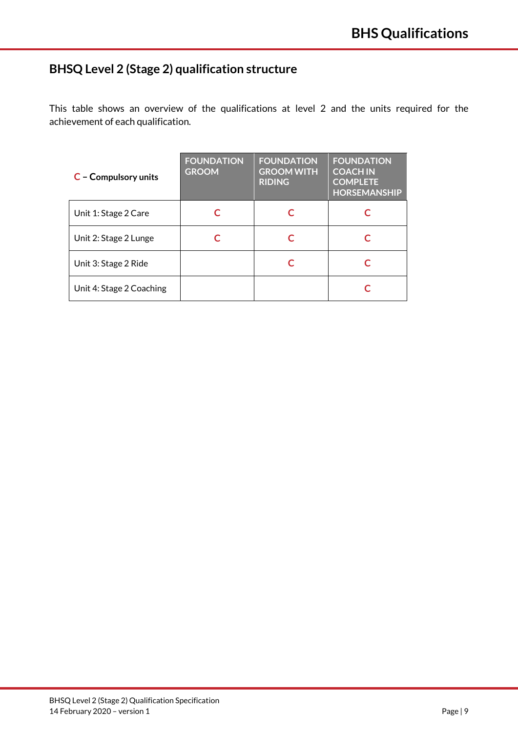## BHSQ Level 2 (Stage 2) qualification structure

This table shows an overview of the qualifications at level 2 and the units required for the achievement of each qualification.

| **C – Compulsory units** | FOUNDATION GROOM | FOUNDATION GROOM WITH RIDING | FOUNDATION COACH IN COMPLETE HORSEMANSHIP |
|---|---|---|---|
| Unit 1: Stage 2 Care | C | C | C |
| Unit 2: Stage 2 Lunge | C | C | C |
| Unit 3: Stage 2 Ride | | C | C |
| Unit 4: Stage 2 Coaching | | | C |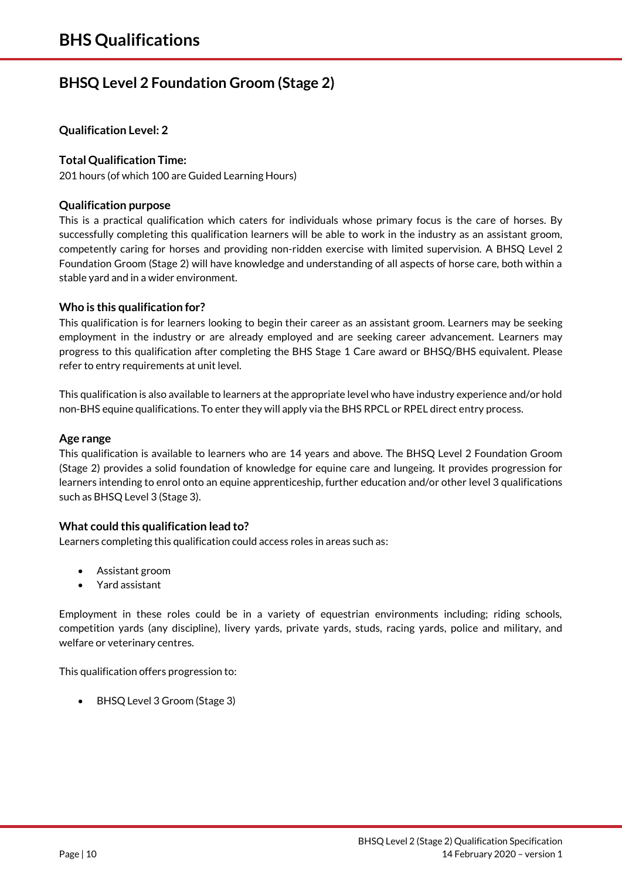# BHS Qualifications

## BHSQ Level 2 Foundation Groom (Stage 2)

**Qualification Level: 2**

**Total Qualification Time:**
201 hours (of which 100 are Guided Learning Hours)

**Qualification purpose**
This is a practical qualification which caters for individuals whose primary focus is the care of horses. By successfully completing this qualification learners will be able to work in the industry as an assistant groom, competently caring for horses and providing non-ridden exercise with limited supervision. A BHSQ Level 2 Foundation Groom (Stage 2) will have knowledge and understanding of all aspects of horse care, both within a stable yard and in a wider environment.

**Who is this qualification for?**
This qualification is for learners looking to begin their career as an assistant groom. Learners may be seeking employment in the industry or are already employed and are seeking career advancement. Learners may progress to this qualification after completing the BHS Stage 1 Care award or BHSQ/BHS equivalent. Please refer to entry requirements at unit level.

This qualification is also available to learners at the appropriate level who have industry experience and/or hold non-BHS equine qualifications. To enter they will apply via the BHS RPCL or RPEL direct entry process.

**Age range**
This qualification is available to learners who are 14 years and above. The BHSQ Level 2 Foundation Groom (Stage 2) provides a solid foundation of knowledge for equine care and lungeing. It provides progression for learners intending to enrol onto an equine apprenticeship, further education and/or other level 3 qualifications such as BHSQ Level 3 (Stage 3).

**What could this qualification lead to?**
Learners completing this qualification could access roles in areas such as:

- Assistant groom
- Yard assistant

Employment in these roles could be in a variety of equestrian environments including; riding schools, competition yards (any discipline), livery yards, private yards, studs, racing yards, police and military, and welfare or veterinary centres.

This qualification offers progression to:

- BHSQ Level 3 Groom (Stage 3)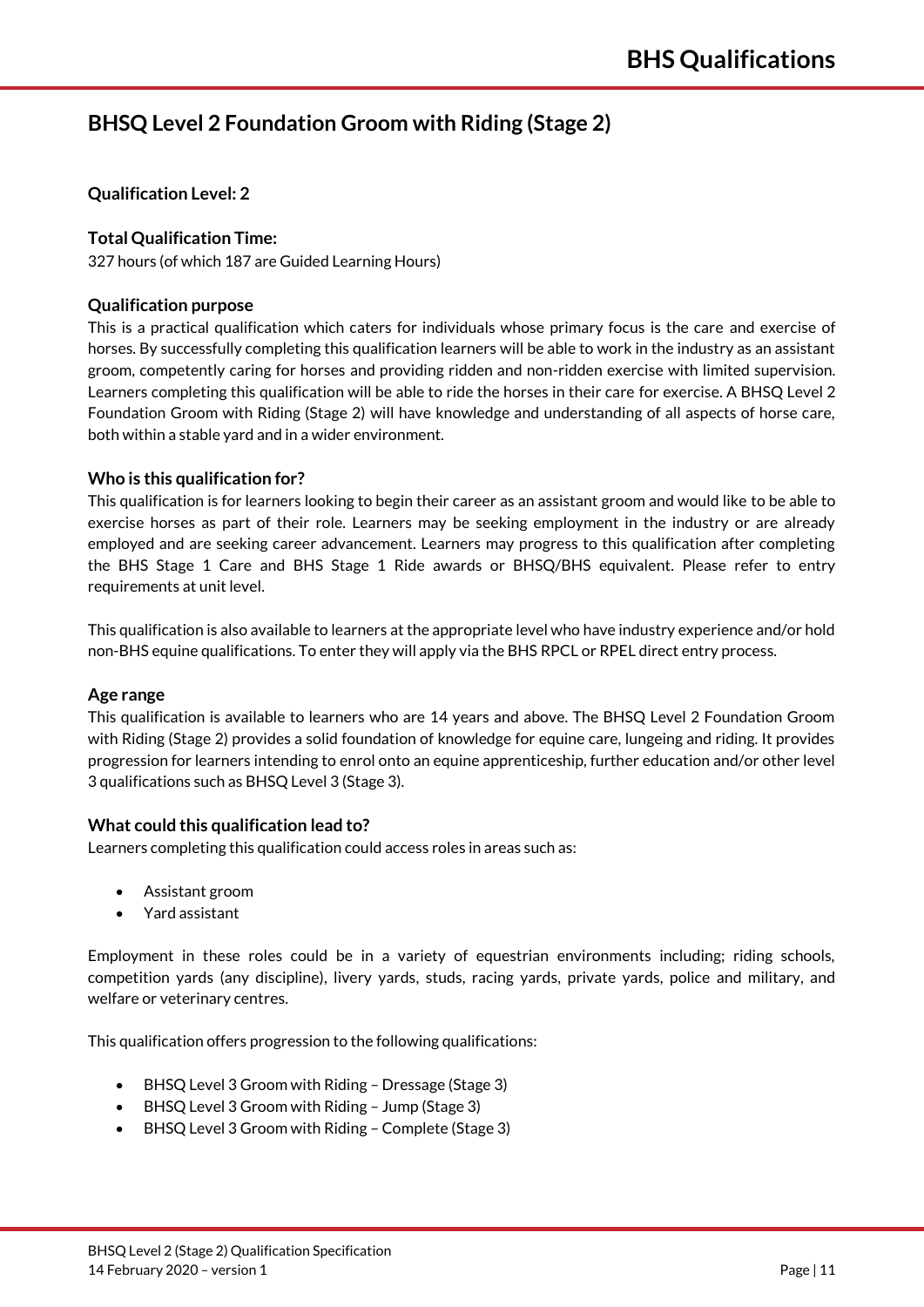## BHSQ Level 2 Foundation Groom with Riding (Stage 2)

**Qualification Level: 2**

**Total Qualification Time:**
327 hours (of which 187 are Guided Learning Hours)

**Qualification purpose**
This is a practical qualification which caters for individuals whose primary focus is the care and exercise of horses. By successfully completing this qualification learners will be able to work in the industry as an assistant groom, competently caring for horses and providing ridden and non-ridden exercise with limited supervision. Learners completing this qualification will be able to ride the horses in their care for exercise. A BHSQ Level 2 Foundation Groom with Riding (Stage 2) will have knowledge and understanding of all aspects of horse care, both within a stable yard and in a wider environment.

**Who is this qualification for?**
This qualification is for learners looking to begin their career as an assistant groom and would like to be able to exercise horses as part of their role. Learners may be seeking employment in the industry or are already employed and are seeking career advancement. Learners may progress to this qualification after completing the BHS Stage 1 Care and BHS Stage 1 Ride awards or BHSQ/BHS equivalent. Please refer to entry requirements at unit level.

This qualification is also available to learners at the appropriate level who have industry experience and/or hold non-BHS equine qualifications. To enter they will apply via the BHS RPCL or RPEL direct entry process.

**Age range**
This qualification is available to learners who are 14 years and above. The BHSQ Level 2 Foundation Groom with Riding (Stage 2) provides a solid foundation of knowledge for equine care, lungeing and riding. It provides progression for learners intending to enrol onto an equine apprenticeship, further education and/or other level 3 qualifications such as BHSQ Level 3 (Stage 3).

**What could this qualification lead to?**
Learners completing this qualification could access roles in areas such as:

- Assistant groom
- Yard assistant

Employment in these roles could be in a variety of equestrian environments including; riding schools, competition yards (any discipline), livery yards, studs, racing yards, private yards, police and military, and welfare or veterinary centres.

This qualification offers progression to the following qualifications:

- BHSQ Level 3 Groom with Riding – Dressage (Stage 3)
- BHSQ Level 3 Groom with Riding – Jump (Stage 3)
- BHSQ Level 3 Groom with Riding – Complete (Stage 3)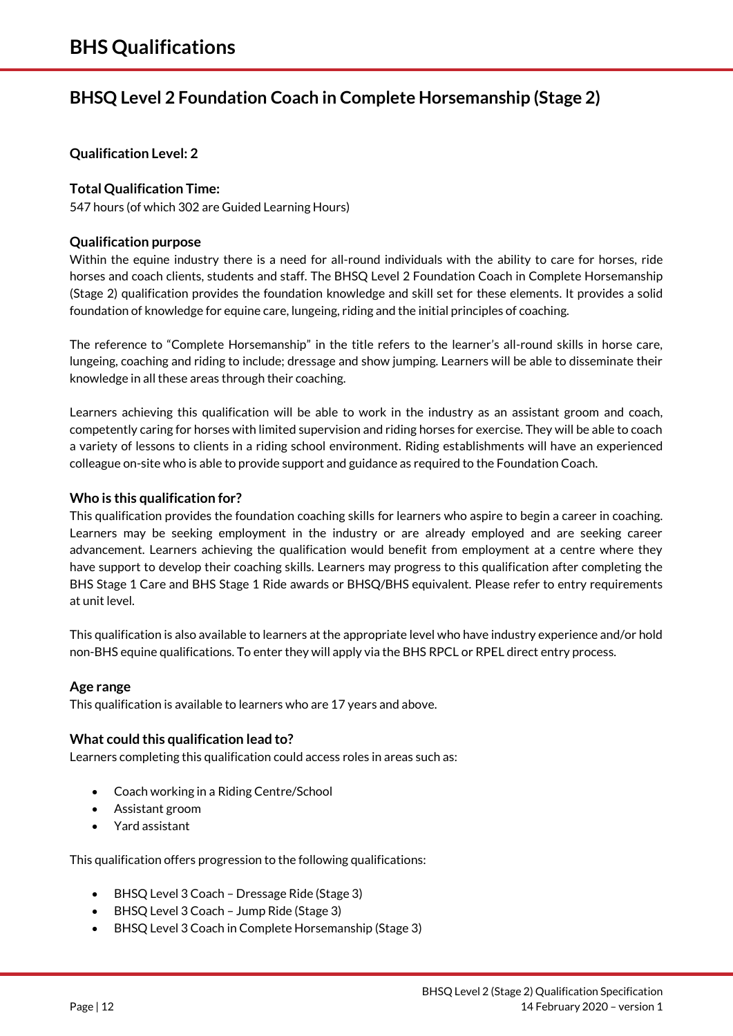# BHS Qualifications

## BHSQ Level 2 Foundation Coach in Complete Horsemanship (Stage 2)

**Qualification Level: 2**

**Total Qualification Time:**
547 hours (of which 302 are Guided Learning Hours)

### Qualification purpose

Within the equine industry there is a need for all-round individuals with the ability to care for horses, ride horses and coach clients, students and staff. The BHSQ Level 2 Foundation Coach in Complete Horsemanship (Stage 2) qualification provides the foundation knowledge and skill set for these elements. It provides a solid foundation of knowledge for equine care, lungeing, riding and the initial principles of coaching.

The reference to "Complete Horsemanship" in the title refers to the learner's all-round skills in horse care, lungeing, coaching and riding to include; dressage and show jumping. Learners will be able to disseminate their knowledge in all these areas through their coaching.

Learners achieving this qualification will be able to work in the industry as an assistant groom and coach, competently caring for horses with limited supervision and riding horses for exercise. They will be able to coach a variety of lessons to clients in a riding school environment. Riding establishments will have an experienced colleague on-site who is able to provide support and guidance as required to the Foundation Coach.

### Who is this qualification for?

This qualification provides the foundation coaching skills for learners who aspire to begin a career in coaching. Learners may be seeking employment in the industry or are already employed and are seeking career advancement. Learners achieving the qualification would benefit from employment at a centre where they have support to develop their coaching skills. Learners may progress to this qualification after completing the BHS Stage 1 Care and BHS Stage 1 Ride awards or BHSQ/BHS equivalent. Please refer to entry requirements at unit level.

This qualification is also available to learners at the appropriate level who have industry experience and/or hold non-BHS equine qualifications. To enter they will apply via the BHS RPCL or RPEL direct entry process.

### Age range

This qualification is available to learners who are 17 years and above.

### What could this qualification lead to?

Learners completing this qualification could access roles in areas such as:

- Coach working in a Riding Centre/School
- Assistant groom
- Yard assistant

This qualification offers progression to the following qualifications:

- BHSQ Level 3 Coach – Dressage Ride (Stage 3)
- BHSQ Level 3 Coach – Jump Ride (Stage 3)
- BHSQ Level 3 Coach in Complete Horsemanship (Stage 3)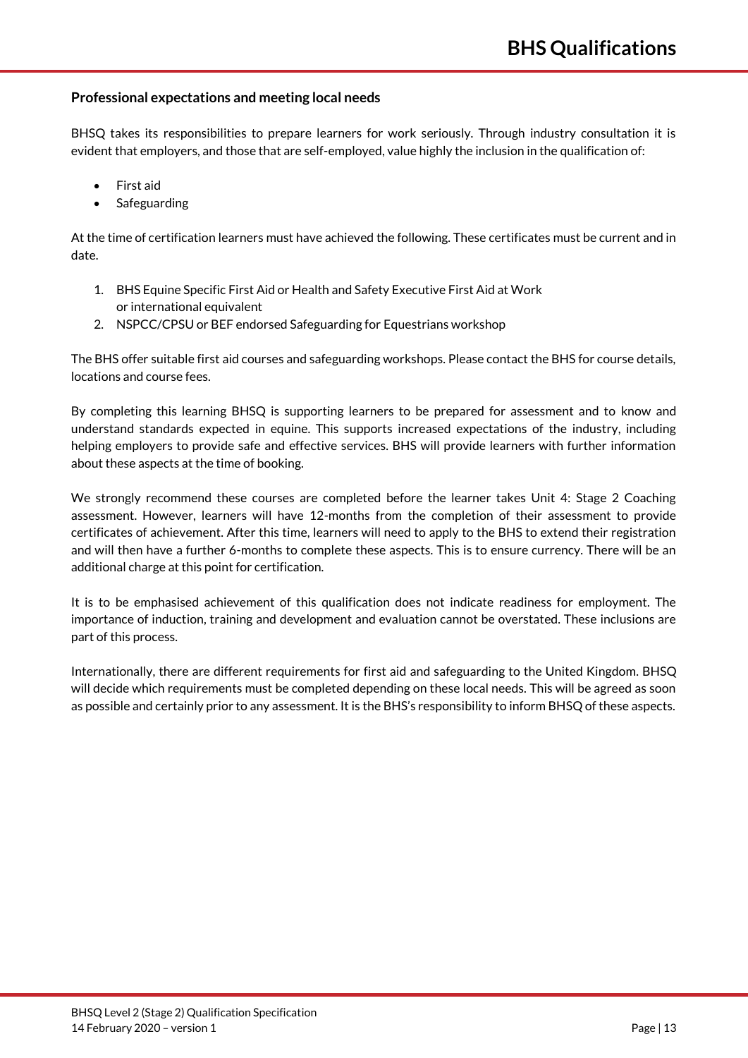### Professional expectations and meeting local needs

BHSQ takes its responsibilities to prepare learners for work seriously. Through industry consultation it is evident that employers, and those that are self-employed, value highly the inclusion in the qualification of:

- First aid
- Safeguarding

At the time of certification learners must have achieved the following. These certificates must be current and in date.

1. BHS Equine Specific First Aid or Health and Safety Executive First Aid at Work or international equivalent
2. NSPCC/CPSU or BEF endorsed Safeguarding for Equestrians workshop

The BHS offer suitable first aid courses and safeguarding workshops. Please contact the BHS for course details, locations and course fees.

By completing this learning BHSQ is supporting learners to be prepared for assessment and to know and understand standards expected in equine. This supports increased expectations of the industry, including helping employers to provide safe and effective services. BHS will provide learners with further information about these aspects at the time of booking.

We strongly recommend these courses are completed before the learner takes Unit 4: Stage 2 Coaching assessment. However, learners will have 12-months from the completion of their assessment to provide certificates of achievement. After this time, learners will need to apply to the BHS to extend their registration and will then have a further 6-months to complete these aspects. This is to ensure currency. There will be an additional charge at this point for certification.

It is to be emphasised achievement of this qualification does not indicate readiness for employment. The importance of induction, training and development and evaluation cannot be overstated. These inclusions are part of this process.

Internationally, there are different requirements for first aid and safeguarding to the United Kingdom. BHSQ will decide which requirements must be completed depending on these local needs. This will be agreed as soon as possible and certainly prior to any assessment. It is the BHS's responsibility to inform BHSQ of these aspects.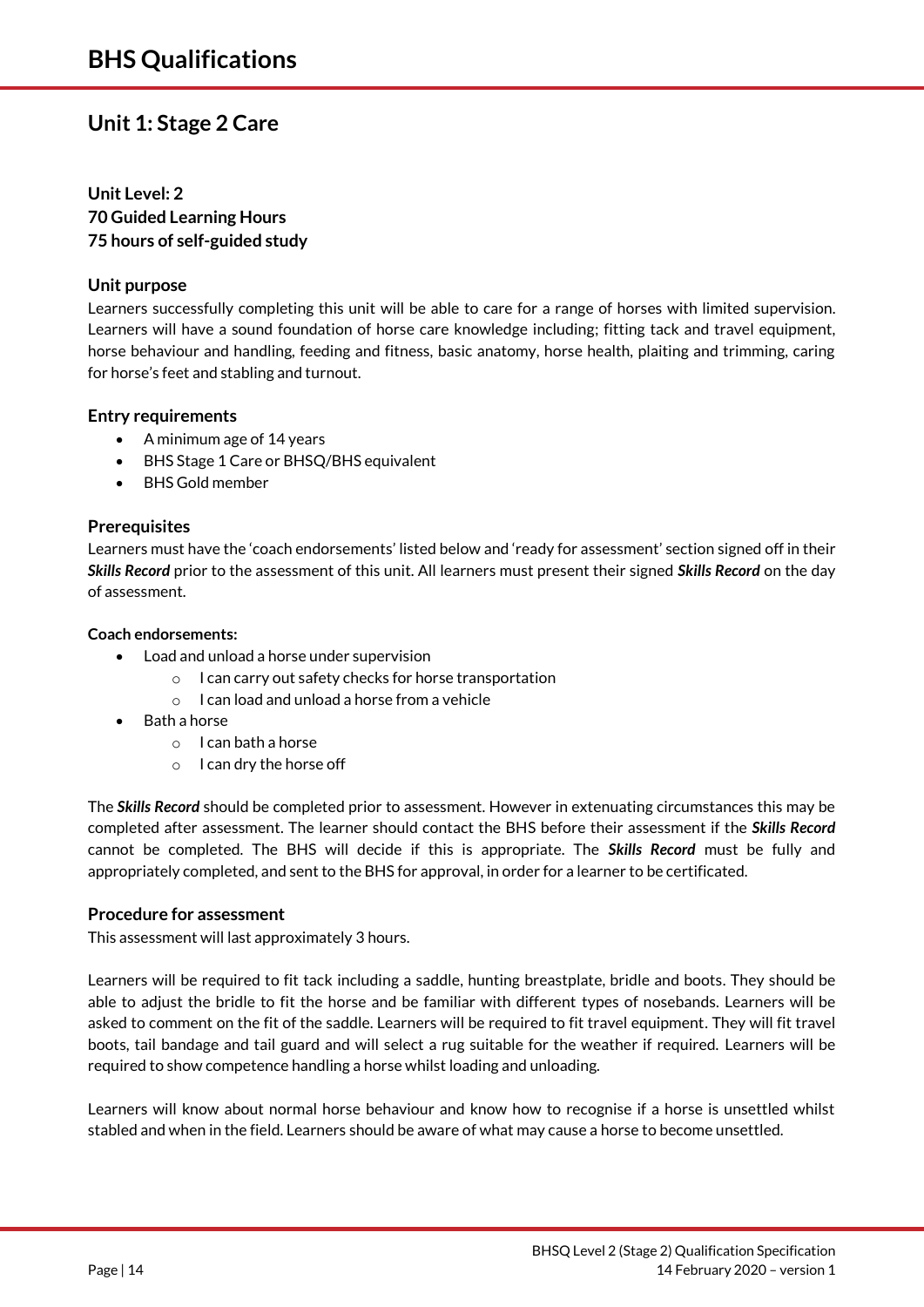## Unit 1: Stage 2 Care

**Unit Level: 2**
**70 Guided Learning Hours**
**75 hours of self-guided study**

### Unit purpose

Learners successfully completing this unit will be able to care for a range of horses with limited supervision. Learners will have a sound foundation of horse care knowledge including; fitting tack and travel equipment, horse behaviour and handling, feeding and fitness, basic anatomy, horse health, plaiting and trimming, caring for horse's feet and stabling and turnout.

### Entry requirements

- A minimum age of 14 years
- BHS Stage 1 Care or BHSQ/BHS equivalent
- BHS Gold member

### Prerequisites

Learners must have the 'coach endorsements' listed below and 'ready for assessment' section signed off in their ***Skills Record*** prior to the assessment of this unit. All learners must present their signed ***Skills Record*** on the day of assessment.

**Coach endorsements:**

- Load and unload a horse under supervision
  - I can carry out safety checks for horse transportation
  - I can load and unload a horse from a vehicle
- Bath a horse
  - I can bath a horse
  - I can dry the horse off

The ***Skills Record*** should be completed prior to assessment. However in extenuating circumstances this may be completed after assessment. The learner should contact the BHS before their assessment if the ***Skills Record*** cannot be completed. The BHS will decide if this is appropriate. The ***Skills Record*** must be fully and appropriately completed, and sent to the BHS for approval, in order for a learner to be certificated.

### Procedure for assessment

This assessment will last approximately 3 hours.

Learners will be required to fit tack including a saddle, hunting breastplate, bridle and boots. They should be able to adjust the bridle to fit the horse and be familiar with different types of nosebands. Learners will be asked to comment on the fit of the saddle. Learners will be required to fit travel equipment. They will fit travel boots, tail bandage and tail guard and will select a rug suitable for the weather if required. Learners will be required to show competence handling a horse whilst loading and unloading.

Learners will know about normal horse behaviour and know how to recognise if a horse is unsettled whilst stabled and when in the field. Learners should be aware of what may cause a horse to become unsettled.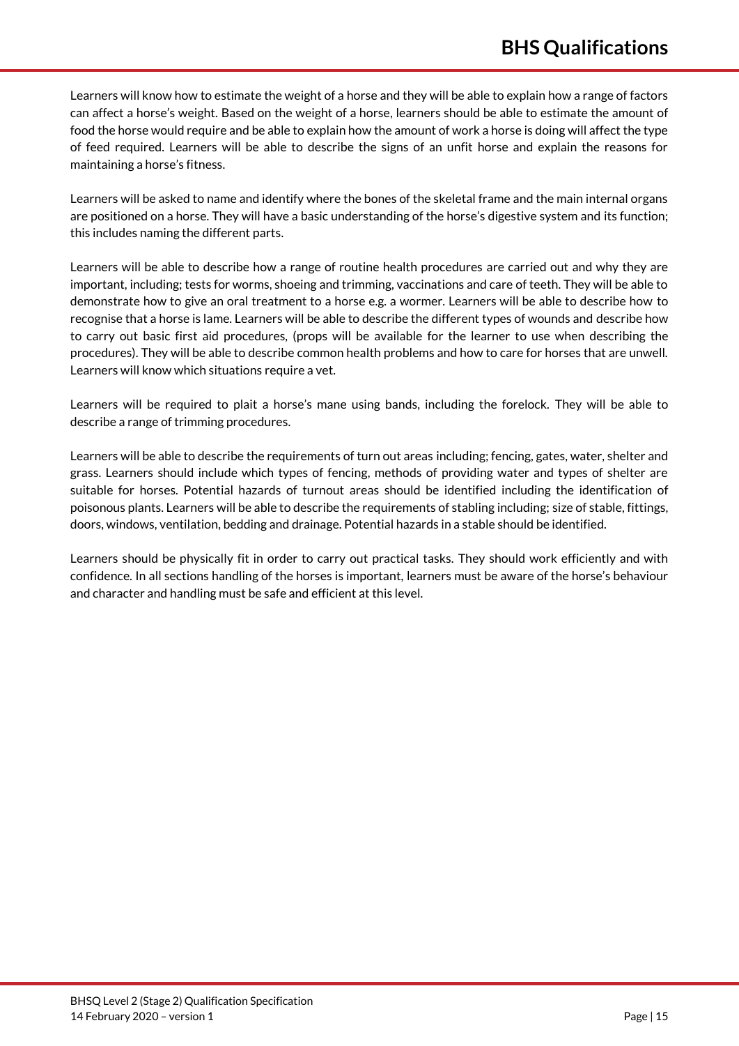Learners will know how to estimate the weight of a horse and they will be able to explain how a range of factors can affect a horse's weight. Based on the weight of a horse, learners should be able to estimate the amount of food the horse would require and be able to explain how the amount of work a horse is doing will affect the type of feed required. Learners will be able to describe the signs of an unfit horse and explain the reasons for maintaining a horse's fitness.

Learners will be asked to name and identify where the bones of the skeletal frame and the main internal organs are positioned on a horse. They will have a basic understanding of the horse's digestive system and its function; this includes naming the different parts.

Learners will be able to describe how a range of routine health procedures are carried out and why they are important, including; tests for worms, shoeing and trimming, vaccinations and care of teeth. They will be able to demonstrate how to give an oral treatment to a horse e.g. a wormer. Learners will be able to describe how to recognise that a horse is lame. Learners will be able to describe the different types of wounds and describe how to carry out basic first aid procedures, (props will be available for the learner to use when describing the procedures). They will be able to describe common health problems and how to care for horses that are unwell. Learners will know which situations require a vet.

Learners will be required to plait a horse's mane using bands, including the forelock. They will be able to describe a range of trimming procedures.

Learners will be able to describe the requirements of turn out areas including; fencing, gates, water, shelter and grass. Learners should include which types of fencing, methods of providing water and types of shelter are suitable for horses. Potential hazards of turnout areas should be identified including the identification of poisonous plants. Learners will be able to describe the requirements of stabling including; size of stable, fittings, doors, windows, ventilation, bedding and drainage. Potential hazards in a stable should be identified.

Learners should be physically fit in order to carry out practical tasks. They should work efficiently and with confidence. In all sections handling of the horses is important, learners must be aware of the horse's behaviour and character and handling must be safe and efficient at this level.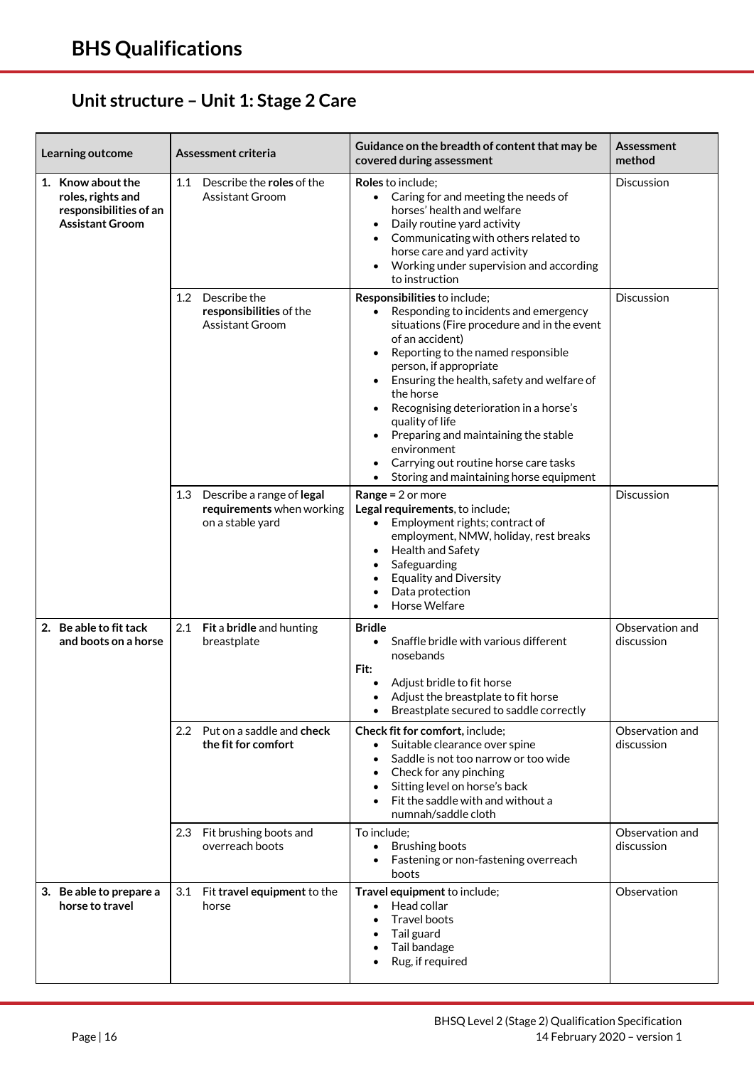## Unit structure – Unit 1: Stage 2 Care

| Learning outcome | Assessment criteria | Guidance on the breadth of content that may be covered during assessment | Assessment method |
|---|---|---|---|
| **1. Know about the roles, rights and responsibilities of an Assistant Groom** | 1.1 Describe the **roles** of the Assistant Groom | **Roles** to include;<br>• Caring for and meeting the needs of horses' health and welfare<br>• Daily routine yard activity<br>• Communicating with others related to horse care and yard activity<br>• Working under supervision and according to instruction | Discussion |
| | 1.2 Describe the **responsibilities** of the Assistant Groom | **Responsibilities** to include;<br>• Responding to incidents and emergency situations (Fire procedure and in the event of an accident)<br>• Reporting to the named responsible person, if appropriate<br>• Ensuring the health, safety and welfare of the horse<br>• Recognising deterioration in a horse's quality of life<br>• Preparing and maintaining the stable environment<br>• Carrying out routine horse care tasks<br>• Storing and maintaining horse equipment | Discussion |
| | 1.3 Describe a range of **legal requirements** when working on a stable yard | **Range** = 2 or more<br>**Legal requirements**, to include;<br>• Employment rights; contract of employment, NMW, holiday, rest breaks<br>• Health and Safety<br>• Safeguarding<br>• Equality and Diversity<br>• Data protection<br>• Horse Welfare | Discussion |
| **2. Be able to fit tack and boots on a horse** | 2.1 **Fit** a **bridle** and hunting breastplate | **Bridle**<br>• Snaffle bridle with various different nosebands<br>**Fit:**<br>• Adjust bridle to fit horse<br>• Adjust the breastplate to fit horse<br>• Breastplate secured to saddle correctly | Observation and discussion |
| | 2.2 Put on a saddle and **check the fit for comfort** | **Check fit for comfort**, include;<br>• Suitable clearance over spine<br>• Saddle is not too narrow or too wide<br>• Check for any pinching<br>• Sitting level on horse's back<br>• Fit the saddle with and without a numnah/saddle cloth | Observation and discussion |
| | 2.3 Fit brushing boots and overreach boots | To include;<br>• Brushing boots<br>• Fastening or non-fastening overreach boots | Observation and discussion |
| **3. Be able to prepare a horse to travel** | 3.1 Fit **travel equipment** to the horse | **Travel equipment** to include;<br>• Head collar<br>• Travel boots<br>• Tail guard<br>• Tail bandage<br>• Rug, if required | Observation |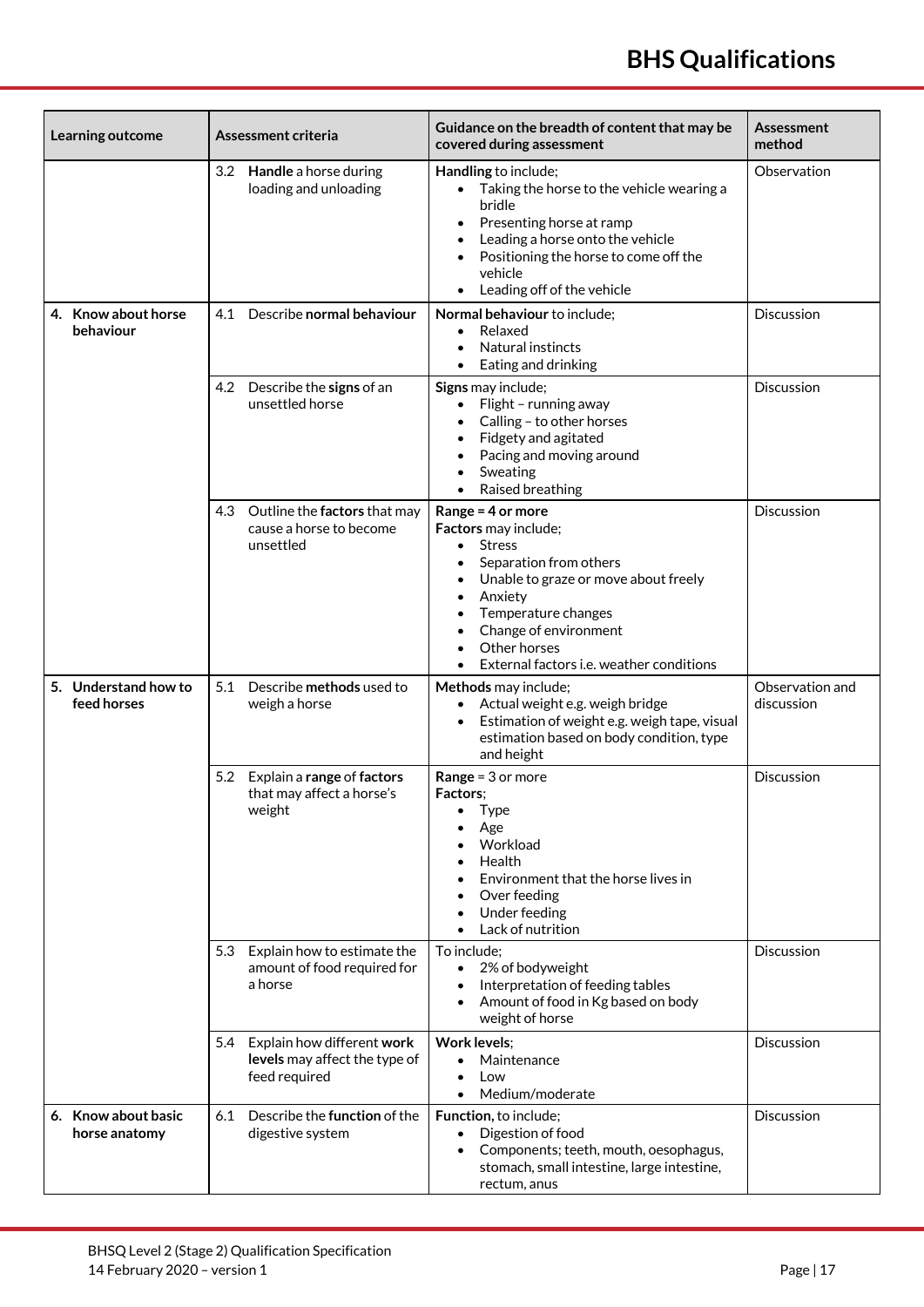| Learning outcome | Assessment criteria | Guidance on the breadth of content that may be covered during assessment | Assessment method |
|---|---|---|---|
| | 3.2 **Handle** a horse during loading and unloading | **Handling** to include;<br>• Taking the horse to the vehicle wearing a bridle<br>• Presenting horse at ramp<br>• Leading a horse onto the vehicle<br>• Positioning the horse to come off the vehicle<br>• Leading off of the vehicle | Observation |
| **4. Know about horse behaviour** | 4.1 Describe **normal behaviour** | **Normal behaviour** to include;<br>• Relaxed<br>• Natural instincts<br>• Eating and drinking | Discussion |
| | 4.2 Describe the **signs** of an unsettled horse | **Signs** may include;<br>• Flight – running away<br>• Calling – to other horses<br>• Fidgety and agitated<br>• Pacing and moving around<br>• Sweating<br>• Raised breathing | Discussion |
| | 4.3 Outline the **factors** that may cause a horse to become unsettled | **Range = 4 or more**<br>**Factors** may include;<br>• Stress<br>• Separation from others<br>• Unable to graze or move about freely<br>• Anxiety<br>• Temperature changes<br>• Change of environment<br>• Other horses<br>• External factors i.e. weather conditions | Discussion |
| **5. Understand how to feed horses** | 5.1 Describe **methods** used to weigh a horse | **Methods** may include;<br>• Actual weight e.g. weigh bridge<br>• Estimation of weight e.g. weigh tape, visual estimation based on body condition, type and height | Observation and discussion |
| | 5.2 Explain a **range** of **factors** that may affect a horse's weight | **Range** = 3 or more<br>**Factors**;<br>• Type<br>• Age<br>• Workload<br>• Health<br>• Environment that the horse lives in<br>• Over feeding<br>• Under feeding<br>• Lack of nutrition | Discussion |
| | 5.3 Explain how to estimate the amount of food required for a horse | To include;<br>• 2% of bodyweight<br>• Interpretation of feeding tables<br>• Amount of food in Kg based on body weight of horse | Discussion |
| | 5.4 Explain how different **work levels** may affect the type of feed required | **Work levels**;<br>• Maintenance<br>• Low<br>• Medium/moderate | Discussion |
| **6. Know about basic horse anatomy** | 6.1 Describe the **function** of the digestive system | **Function**, to include;<br>• Digestion of food<br>• Components; teeth, mouth, oesophagus, stomach, small intestine, large intestine, rectum, anus | Discussion |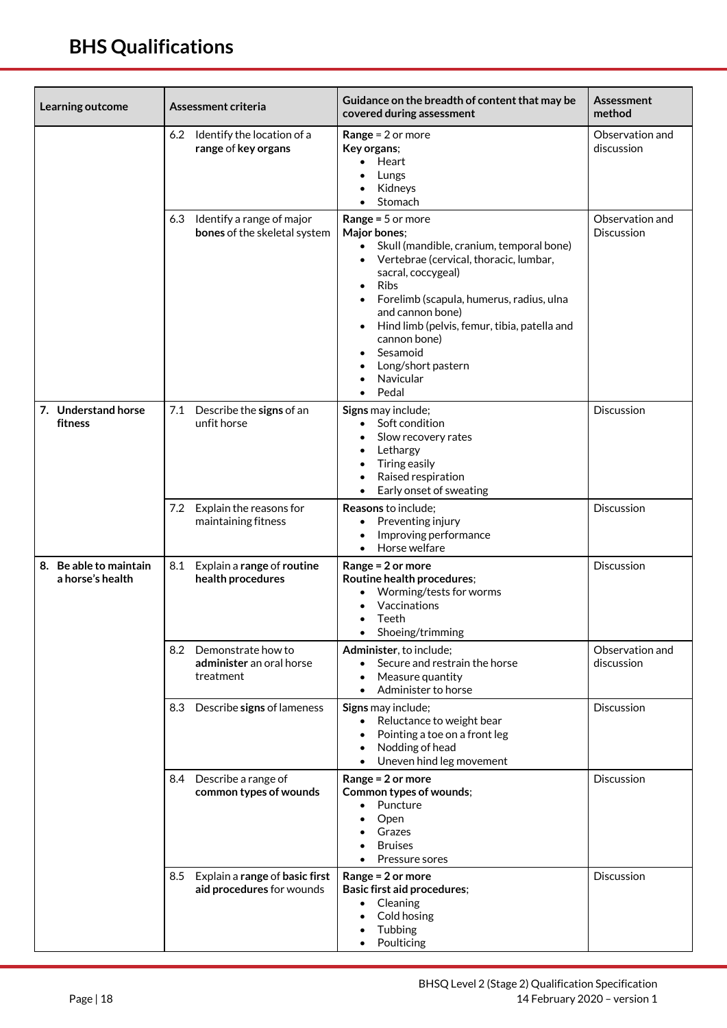| Learning outcome | Assessment criteria | Guidance on the breadth of content that may be covered during assessment | Assessment method |
|---|---|---|---|
| | 6.2 Identify the location of a **range** of **key organs** | **Range** = 2 or more<br>**Key organs**;<br>• Heart<br>• Lungs<br>• Kidneys<br>• Stomach | Observation and discussion |
| | 6.3 Identify a range of major **bones** of the skeletal system | **Range** = 5 or more<br>**Major bones**;<br>• Skull (mandible, cranium, temporal bone)<br>• Vertebrae (cervical, thoracic, lumbar, sacral, coccygeal)<br>• Ribs<br>• Forelimb (scapula, humerus, radius, ulna and cannon bone)<br>• Hind limb (pelvis, femur, tibia, patella and cannon bone)<br>• Sesamoid<br>• Long/short pastern<br>• Navicular<br>• Pedal | Observation and Discussion |
| **7. Understand horse fitness** | 7.1 Describe the **signs** of an unfit horse | **Signs** may include;<br>• Soft condition<br>• Slow recovery rates<br>• Lethargy<br>• Tiring easily<br>• Raised respiration<br>• Early onset of sweating | Discussion |
| | 7.2 Explain the reasons for maintaining fitness | **Reasons** to include;<br>• Preventing injury<br>• Improving performance<br>• Horse welfare | Discussion |
| **8. Be able to maintain a horse's health** | 8.1 Explain a **range** of **routine health procedures** | **Range = 2 or more**<br>**Routine health procedures**;<br>• Worming/tests for worms<br>• Vaccinations<br>• Teeth<br>• Shoeing/trimming | Discussion |
| | 8.2 Demonstrate how to **administer** an oral horse treatment | **Administer**, to include;<br>• Secure and restrain the horse<br>• Measure quantity<br>• Administer to horse | Observation and discussion |
| | 8.3 Describe **signs** of lameness | **Signs** may include;<br>• Reluctance to weight bear<br>• Pointing a toe on a front leg<br>• Nodding of head<br>• Uneven hind leg movement | Discussion |
| | 8.4 Describe a range of **common types of wounds** | **Range = 2 or more**<br>**Common types of wounds**;<br>• Puncture<br>• Open<br>• Grazes<br>• Bruises<br>• Pressure sores | Discussion |
| | 8.5 Explain a **range** of **basic first aid procedures** for wounds | **Range = 2 or more**<br>**Basic first aid procedures**;<br>• Cleaning<br>• Cold hosing<br>• Tubbing<br>• Poulticing | Discussion |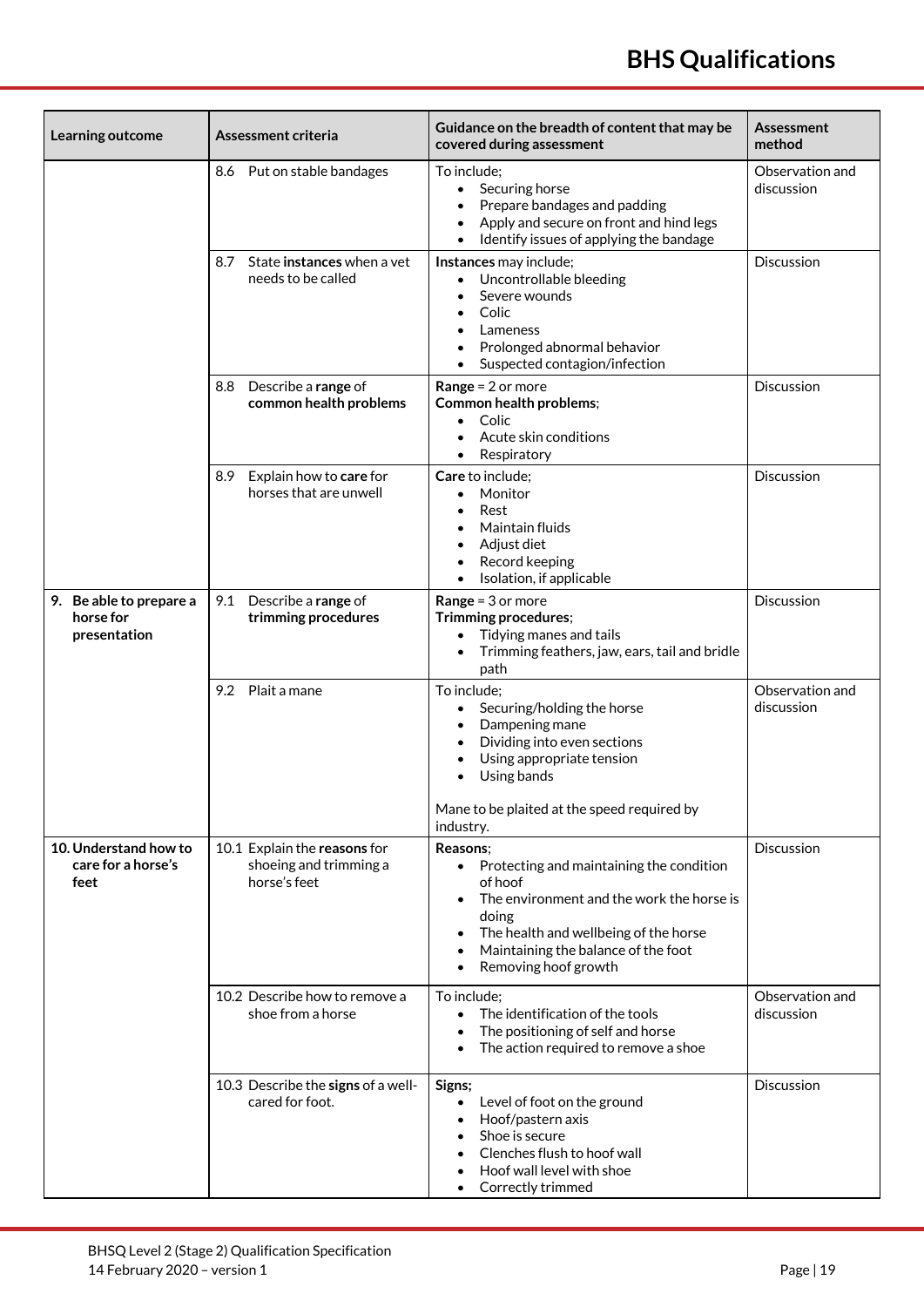| Learning outcome | Assessment criteria | Guidance on the breadth of content that may be covered during assessment | Assessment method |
|---|---|---|---|
| | 8.6 Put on stable bandages | To include;<br>• Securing horse<br>• Prepare bandages and padding<br>• Apply and secure on front and hind legs<br>• Identify issues of applying the bandage | Observation and discussion |
| | 8.7 State **instances** when a vet needs to be called | **Instances** may include;<br>• Uncontrollable bleeding<br>• Severe wounds<br>• Colic<br>• Lameness<br>• Prolonged abnormal behavior<br>• Suspected contagion/infection | Discussion |
| | 8.8 Describe a **range** of **common health problems** | **Range** = 2 or more<br>**Common health problems**;<br>• Colic<br>• Acute skin conditions<br>• Respiratory | Discussion |
| | 8.9 Explain how to **care** for horses that are unwell | **Care** to include;<br>• Monitor<br>• Rest<br>• Maintain fluids<br>• Adjust diet<br>• Record keeping<br>• Isolation, if applicable | Discussion |
| **9. Be able to prepare a horse for presentation** | 9.1 Describe a **range** of **trimming procedures** | **Range** = 3 or more<br>**Trimming procedures**;<br>• Tidying manes and tails<br>• Trimming feathers, jaw, ears, tail and bridle path | Discussion |
| | 9.2 Plait a mane | To include;<br>• Securing/holding the horse<br>• Dampening mane<br>• Dividing into even sections<br>• Using appropriate tension<br>• Using bands<br><br>Mane to be plaited at the speed required by industry. | Observation and discussion |
| **10. Understand how to care for a horse's feet** | 10.1 Explain the **reasons** for shoeing and trimming a horse's feet | **Reasons**;<br>• Protecting and maintaining the condition of hoof<br>• The environment and the work the horse is doing<br>• The health and wellbeing of the horse<br>• Maintaining the balance of the foot<br>• Removing hoof growth | Discussion |
| | 10.2 Describe how to remove a shoe from a horse | To include;<br>• The identification of the tools<br>• The positioning of self and horse<br>• The action required to remove a shoe | Observation and discussion |
| | 10.3 Describe the **signs** of a well-cared for foot. | **Signs;**<br>• Level of foot on the ground<br>• Hoof/pastern axis<br>• Shoe is secure<br>• Clenches flush to hoof wall<br>• Hoof wall level with shoe<br>• Correctly trimmed | Discussion |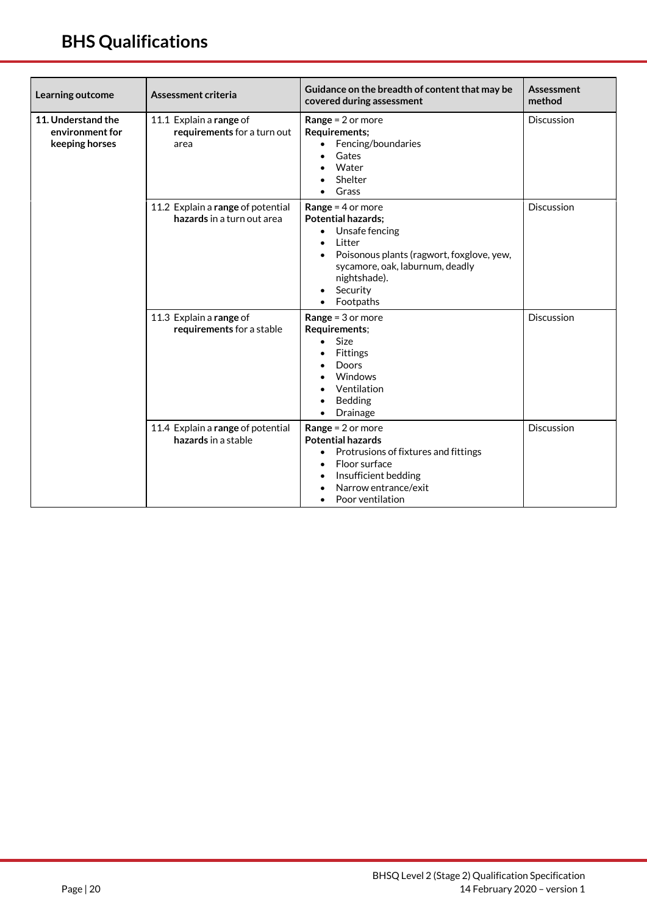| Learning outcome | Assessment criteria | Guidance on the breadth of content that may be covered during assessment | Assessment method |
|---|---|---|---|
| **11. Understand the environment for keeping horses** | 11.1 Explain a **range** of **requirements** for a turn out area | **Range** = 2 or more<br>**Requirements;**<br>• Fencing/boundaries<br>• Gates<br>• Water<br>• Shelter<br>• Grass | Discussion |
| | 11.2 Explain a **range** of potential **hazards** in a turn out area | **Range** = 4 or more<br>**Potential hazards;**<br>• Unsafe fencing<br>• Litter<br>• Poisonous plants (ragwort, foxglove, yew, sycamore, oak, laburnum, deadly nightshade).<br>• Security<br>• Footpaths | Discussion |
| | 11.3 Explain a **range** of **requirements** for a stable | **Range** = 3 or more<br>**Requirements**;<br>• Size<br>• Fittings<br>• Doors<br>• Windows<br>• Ventilation<br>• Bedding<br>• Drainage | Discussion |
| | 11.4 Explain a **range** of potential **hazards** in a stable | **Range** = 2 or more<br>**Potential hazards**<br>• Protrusions of fixtures and fittings<br>• Floor surface<br>• Insufficient bedding<br>• Narrow entrance/exit<br>• Poor ventilation | Discussion |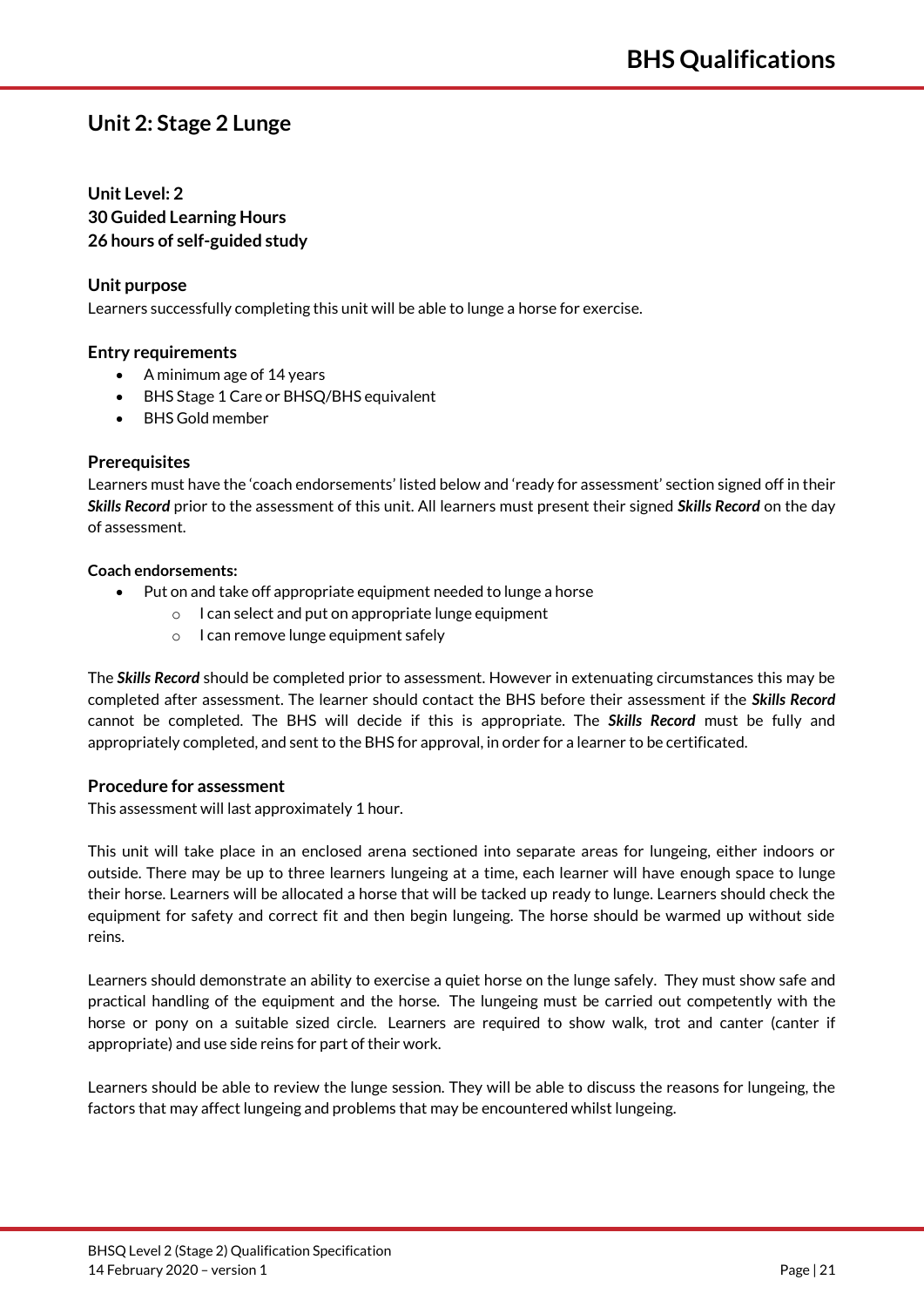## Unit 2: Stage 2 Lunge

**Unit Level: 2**
**30 Guided Learning Hours**
**26 hours of self-guided study**

### Unit purpose

Learners successfully completing this unit will be able to lunge a horse for exercise.

### Entry requirements

- A minimum age of 14 years
- BHS Stage 1 Care or BHSQ/BHS equivalent
- BHS Gold member

### Prerequisites

Learners must have the 'coach endorsements' listed below and 'ready for assessment' section signed off in their ***Skills Record*** prior to the assessment of this unit. All learners must present their signed ***Skills Record*** on the day of assessment.

**Coach endorsements:**

- Put on and take off appropriate equipment needed to lunge a horse
  - I can select and put on appropriate lunge equipment
  - I can remove lunge equipment safely

The ***Skills Record*** should be completed prior to assessment. However in extenuating circumstances this may be completed after assessment. The learner should contact the BHS before their assessment if the ***Skills Record*** cannot be completed. The BHS will decide if this is appropriate. The ***Skills Record*** must be fully and appropriately completed, and sent to the BHS for approval, in order for a learner to be certificated.

### Procedure for assessment

This assessment will last approximately 1 hour.

This unit will take place in an enclosed arena sectioned into separate areas for lungeing, either indoors or outside. There may be up to three learners lungeing at a time, each learner will have enough space to lunge their horse. Learners will be allocated a horse that will be tacked up ready to lunge. Learners should check the equipment for safety and correct fit and then begin lungeing. The horse should be warmed up without side reins.

Learners should demonstrate an ability to exercise a quiet horse on the lunge safely. They must show safe and practical handling of the equipment and the horse. The lungeing must be carried out competently with the horse or pony on a suitable sized circle. Learners are required to show walk, trot and canter (canter if appropriate) and use side reins for part of their work.

Learners should be able to review the lunge session. They will be able to discuss the reasons for lungeing, the factors that may affect lungeing and problems that may be encountered whilst lungeing.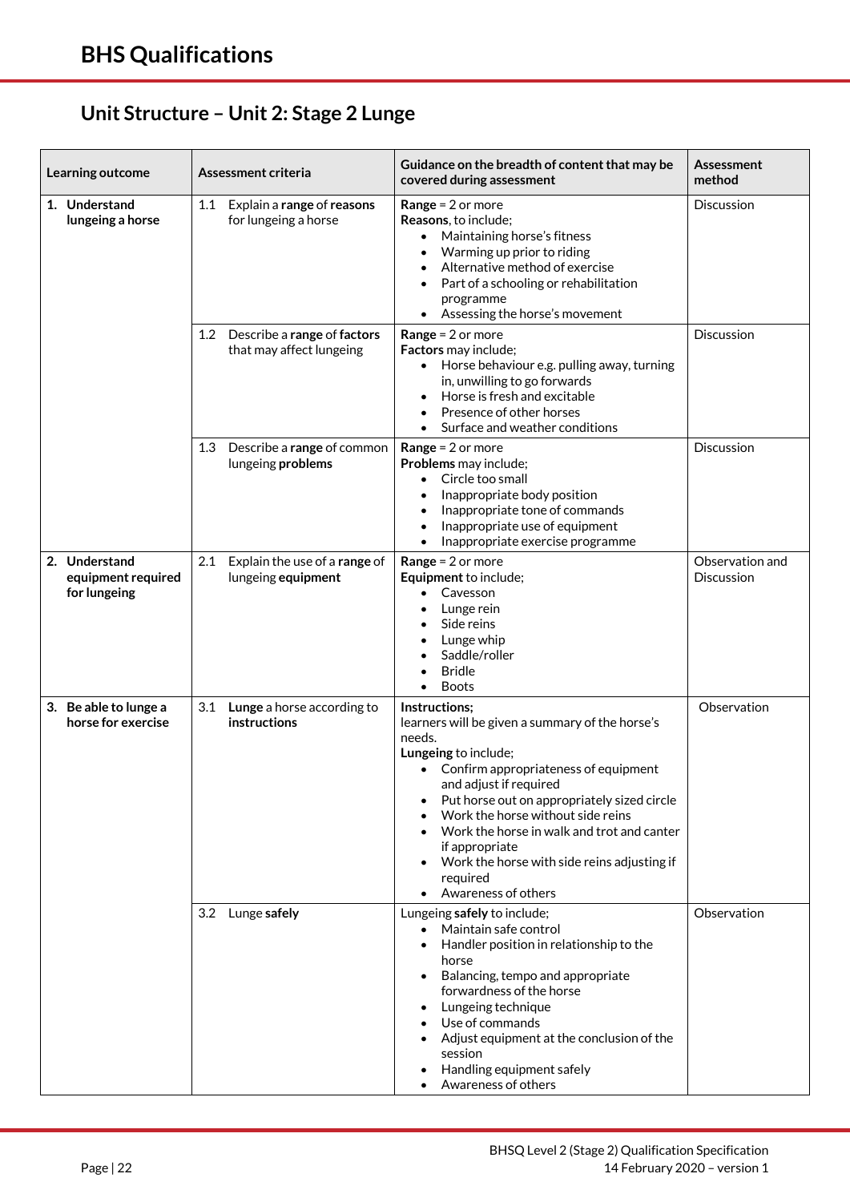# BHS Qualifications

## Unit Structure – Unit 2: Stage 2 Lunge

| Learning outcome | Assessment criteria | Guidance on the breadth of content that may be covered during assessment | Assessment method |
|---|---|---|---|
| **1. Understand lungeing a horse** | 1.1 Explain a **range of reasons** for lungeing a horse | **Range** = 2 or more<br>**Reasons**, to include;<br>• Maintaining horse's fitness<br>• Warming up prior to riding<br>• Alternative method of exercise<br>• Part of a schooling or rehabilitation programme<br>• Assessing the horse's movement | Discussion |
| | 1.2 Describe a **range** of **factors** that may affect lungeing | **Range** = 2 or more<br>**Factors** may include;<br>• Horse behaviour e.g. pulling away, turning in, unwilling to go forwards<br>• Horse is fresh and excitable<br>• Presence of other horses<br>• Surface and weather conditions | Discussion |
| | 1.3 Describe a **range** of common lungeing **problems** | **Range** = 2 or more<br>**Problems** may include;<br>• Circle too small<br>• Inappropriate body position<br>• Inappropriate tone of commands<br>• Inappropriate use of equipment<br>• Inappropriate exercise programme | Discussion |
| **2. Understand equipment required for lungeing** | 2.1 Explain the use of a **range** of lungeing **equipment** | **Range** = 2 or more<br>**Equipment** to include;<br>• Cavesson<br>• Lunge rein<br>• Side reins<br>• Lunge whip<br>• Saddle/roller<br>• Bridle<br>• Boots | Observation and Discussion |
| **3. Be able to lunge a horse for exercise** | 3.1 **Lunge** a horse according to **instructions** | **Instructions;**<br>learners will be given a summary of the horse's needs.<br>**Lungeing** to include;<br>• Confirm appropriateness of equipment and adjust if required<br>• Put horse out on appropriately sized circle<br>• Work the horse without side reins<br>• Work the horse in walk and trot and canter if appropriate<br>• Work the horse with side reins adjusting if required<br>• Awareness of others | Observation |
| | 3.2 Lunge **safely** | Lungeing **safely** to include;<br>• Maintain safe control<br>• Handler position in relationship to the horse<br>• Balancing, tempo and appropriate forwardness of the horse<br>• Lungeing technique<br>• Use of commands<br>• Adjust equipment at the conclusion of the session<br>• Handling equipment safely<br>• Awareness of others | Observation |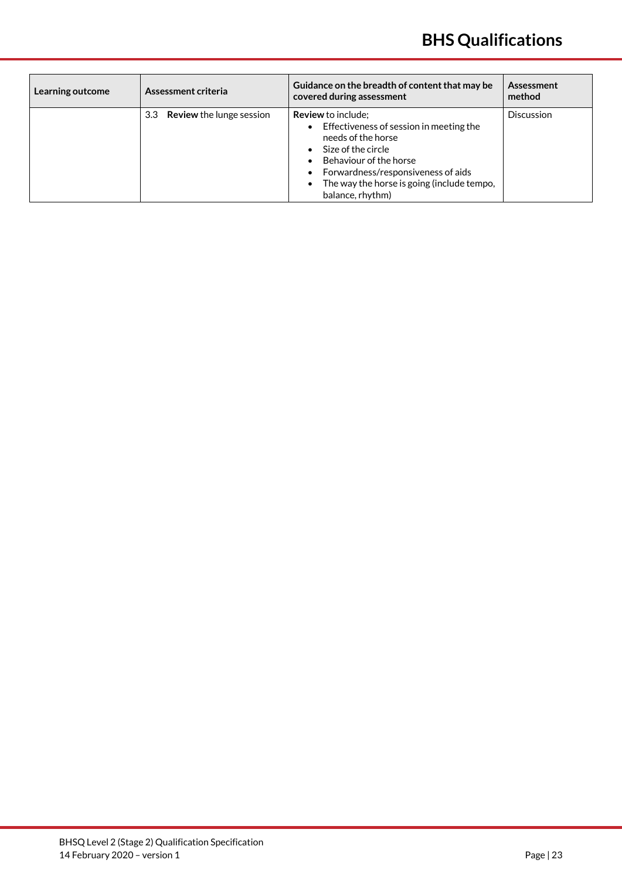| Learning outcome | Assessment criteria | Guidance on the breadth of content that may be covered during assessment | Assessment method |
|---|---|---|---|
| | 3.3 **Review** the lunge session | **Review** to include;<br>• Effectiveness of session in meeting the needs of the horse<br>• Size of the circle<br>• Behaviour of the horse<br>• Forwardness/responsiveness of aids<br>• The way the horse is going (include tempo, balance, rhythm) | Discussion |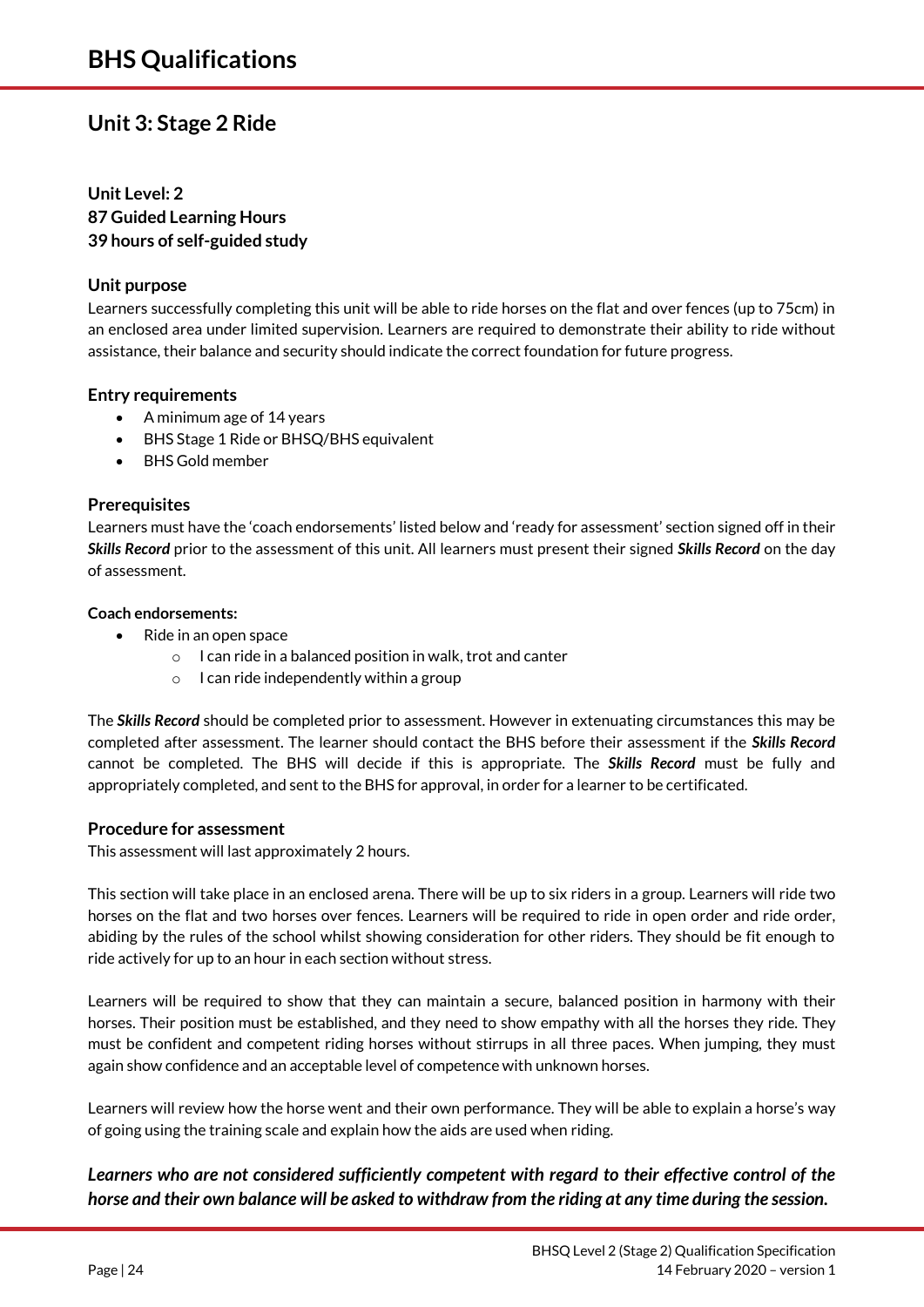## Unit 3: Stage 2 Ride

**Unit Level: 2**
**87 Guided Learning Hours**
**39 hours of self-guided study**

### Unit purpose

Learners successfully completing this unit will be able to ride horses on the flat and over fences (up to 75cm) in an enclosed area under limited supervision. Learners are required to demonstrate their ability to ride without assistance, their balance and security should indicate the correct foundation for future progress.

### Entry requirements

- A minimum age of 14 years
- BHS Stage 1 Ride or BHSQ/BHS equivalent
- BHS Gold member

### Prerequisites

Learners must have the 'coach endorsements' listed below and 'ready for assessment' section signed off in their ***Skills Record*** prior to the assessment of this unit. All learners must present their signed ***Skills Record*** on the day of assessment.

**Coach endorsements:**

- Ride in an open space
  - I can ride in a balanced position in walk, trot and canter
  - I can ride independently within a group

The ***Skills Record*** should be completed prior to assessment. However in extenuating circumstances this may be completed after assessment. The learner should contact the BHS before their assessment if the ***Skills Record*** cannot be completed. The BHS will decide if this is appropriate. The ***Skills Record*** must be fully and appropriately completed, and sent to the BHS for approval, in order for a learner to be certificated.

### Procedure for assessment

This assessment will last approximately 2 hours.

This section will take place in an enclosed arena. There will be up to six riders in a group. Learners will ride two horses on the flat and two horses over fences. Learners will be required to ride in open order and ride order, abiding by the rules of the school whilst showing consideration for other riders. They should be fit enough to ride actively for up to an hour in each section without stress.

Learners will be required to show that they can maintain a secure, balanced position in harmony with their horses. Their position must be established, and they need to show empathy with all the horses they ride. They must be confident and competent riding horses without stirrups in all three paces. When jumping, they must again show confidence and an acceptable level of competence with unknown horses.

Learners will review how the horse went and their own performance. They will be able to explain a horse's way of going using the training scale and explain how the aids are used when riding.

***Learners who are not considered sufficiently competent with regard to their effective control of the horse and their own balance will be asked to withdraw from the riding at any time during the session.***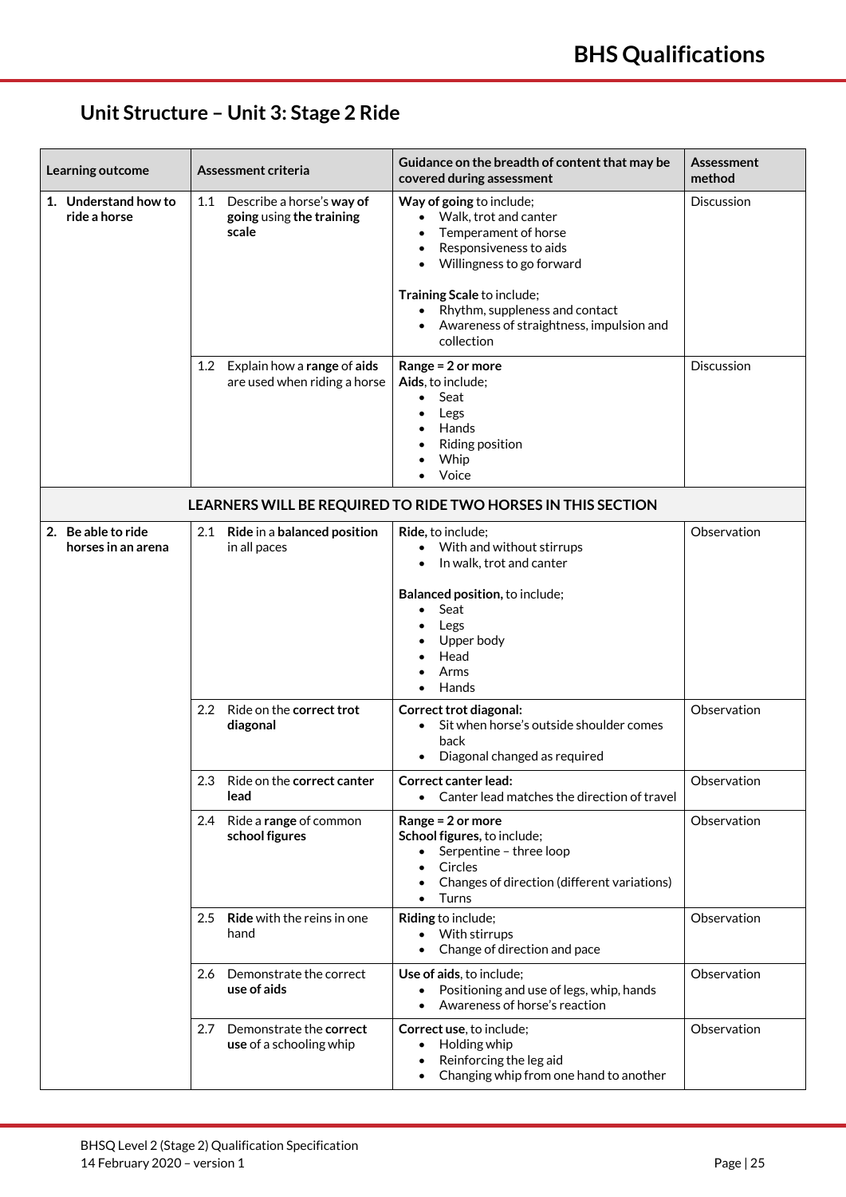## Unit Structure – Unit 3: Stage 2 Ride

| Learning outcome | Assessment criteria | Guidance on the breadth of content that may be covered during assessment | Assessment method |
|---|---|---|---|
| **1. Understand how to ride a horse** | 1.1 Describe a horse's **way of going** using **the training scale** | **Way of going** to include;<br>• Walk, trot and canter<br>• Temperament of horse<br>• Responsiveness to aids<br>• Willingness to go forward<br><br>**Training Scale** to include;<br>• Rhythm, suppleness and contact<br>• Awareness of straightness, impulsion and collection | Discussion |
| | 1.2 Explain how a **range of aids** are used when riding a horse | **Range = 2 or more**<br>**Aids**, to include;<br>• Seat<br>• Legs<br>• Hands<br>• Riding position<br>• Whip<br>• Voice | Discussion |
| **LEARNERS WILL BE REQUIRED TO RIDE TWO HORSES IN THIS SECTION** | | | |
| **2. Be able to ride horses in an arena** | 2.1 **Ride** in a **balanced position** in all paces | **Ride**, to include;<br>• With and without stirrups<br>• In walk, trot and canter<br><br>**Balanced position**, to include;<br>• Seat<br>• Legs<br>• Upper body<br>• Head<br>• Arms<br>• Hands | Observation |
| | 2.2 Ride on the **correct trot diagonal** | **Correct trot diagonal:**<br>• Sit when horse's outside shoulder comes back<br>• Diagonal changed as required | Observation |
| | 2.3 Ride on the **correct canter lead** | **Correct canter lead:**<br>• Canter lead matches the direction of travel | Observation |
| | 2.4 Ride a **range** of common **school figures** | **Range = 2 or more**<br>**School figures**, to include;<br>• Serpentine – three loop<br>• Circles<br>• Changes of direction (different variations)<br>• Turns | Observation |
| | 2.5 **Ride** with the reins in one hand | **Riding** to include;<br>• With stirrups<br>• Change of direction and pace | Observation |
| | 2.6 Demonstrate the correct **use of aids** | **Use of aids**, to include;<br>• Positioning and use of legs, whip, hands<br>• Awareness of horse's reaction | Observation |
| | 2.7 Demonstrate the **correct use** of a schooling whip | **Correct use**, to include;<br>• Holding whip<br>• Reinforcing the leg aid<br>• Changing whip from one hand to another | Observation |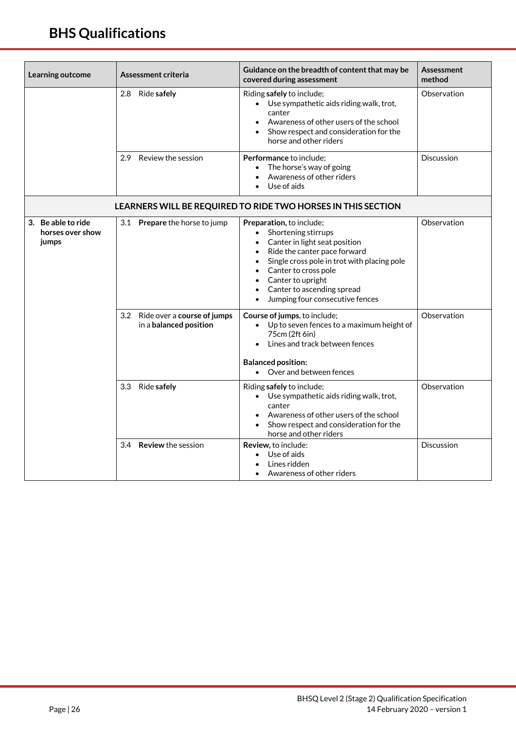| Learning outcome | Assessment criteria | Guidance on the breadth of content that may be covered during assessment | Assessment method |
|---|---|---|---|
| | 2.8 Ride **safely** | Riding **safely** to include;<br>• Use sympathetic aids riding walk, trot, canter<br>• Awareness of other users of the school<br>• Show respect and consideration for the horse and other riders | Observation |
| | 2.9 Review the session | **Performance** to include;<br>• The horse's way of going<br>• Awareness of other riders<br>• Use of aids | Discussion |
| **LEARNERS WILL BE REQUIRED TO RIDE TWO HORSES IN THIS SECTION** | | | |
| **3. Be able to ride horses over show jumps** | 3.1 **Prepare** the horse to jump | **Preparation**, to include;<br>• Shortening stirrups<br>• Canter in light seat position<br>• Ride the canter pace forward<br>• Single cross pole in trot with placing pole<br>• Canter to cross pole<br>• Canter to upright<br>• Canter to ascending spread<br>• Jumping four consecutive fences | Observation |
| | 3.2 Ride over a **course of jumps** in a **balanced position** | **Course of jumps**, to include;<br>• Up to seven fences to a maximum height of 75cm (2ft 6in)<br>• Lines and track between fences<br><br>**Balanced position:**<br>• Over and between fences | Observation |
| | 3.3 Ride **safely** | Riding **safely** to include;<br>• Use sympathetic aids riding walk, trot, canter<br>• Awareness of other users of the school<br>• Show respect and consideration for the horse and other riders | Observation |
| | 3.4 **Review** the session | **Review**, to include:<br>• Use of aids<br>• Lines ridden<br>• Awareness of other riders | Discussion |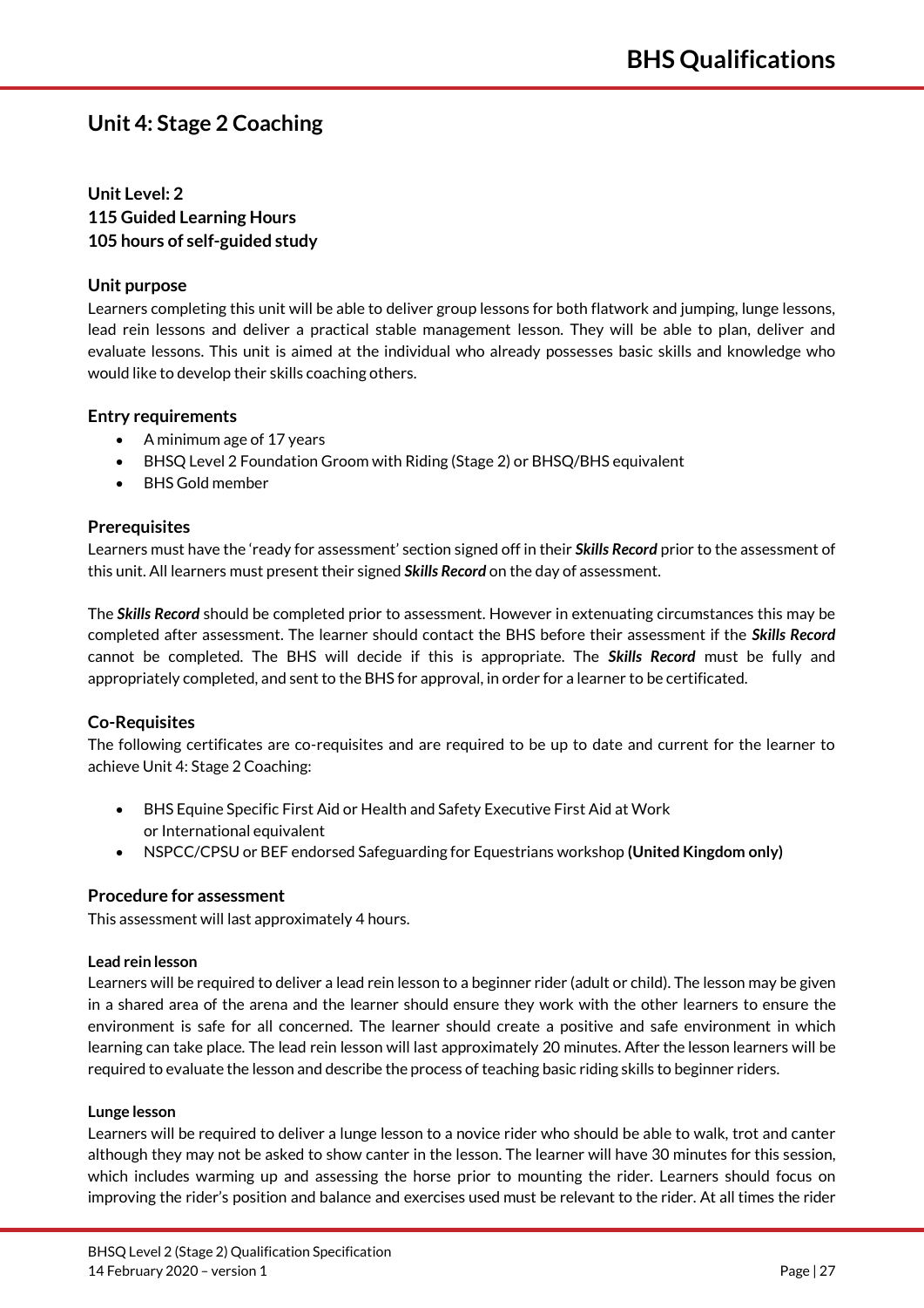## Unit 4: Stage 2 Coaching

**Unit Level: 2**
**115 Guided Learning Hours**
**105 hours of self-guided study**

### Unit purpose

Learners completing this unit will be able to deliver group lessons for both flatwork and jumping, lunge lessons, lead rein lessons and deliver a practical stable management lesson. They will be able to plan, deliver and evaluate lessons. This unit is aimed at the individual who already possesses basic skills and knowledge who would like to develop their skills coaching others.

### Entry requirements

- A minimum age of 17 years
- BHSQ Level 2 Foundation Groom with Riding (Stage 2) or BHSQ/BHS equivalent
- BHS Gold member

### Prerequisites

Learners must have the 'ready for assessment' section signed off in their ***Skills Record*** prior to the assessment of this unit. All learners must present their signed ***Skills Record*** on the day of assessment.

The ***Skills Record*** should be completed prior to assessment. However in extenuating circumstances this may be completed after assessment. The learner should contact the BHS before their assessment if the ***Skills Record*** cannot be completed. The BHS will decide if this is appropriate. The ***Skills Record*** must be fully and appropriately completed, and sent to the BHS for approval, in order for a learner to be certificated.

### Co-Requisites

The following certificates are co-requisites and are required to be up to date and current for the learner to achieve Unit 4: Stage 2 Coaching:

- BHS Equine Specific First Aid or Health and Safety Executive First Aid at Work or International equivalent
- NSPCC/CPSU or BEF endorsed Safeguarding for Equestrians workshop **(United Kingdom only)**

### Procedure for assessment

This assessment will last approximately 4 hours.

#### Lead rein lesson

Learners will be required to deliver a lead rein lesson to a beginner rider (adult or child). The lesson may be given in a shared area of the arena and the learner should ensure they work with the other learners to ensure the environment is safe for all concerned. The learner should create a positive and safe environment in which learning can take place. The lead rein lesson will last approximately 20 minutes. After the lesson learners will be required to evaluate the lesson and describe the process of teaching basic riding skills to beginner riders.

#### Lunge lesson

Learners will be required to deliver a lunge lesson to a novice rider who should be able to walk, trot and canter although they may not be asked to show canter in the lesson. The learner will have 30 minutes for this session, which includes warming up and assessing the horse prior to mounting the rider. Learners should focus on improving the rider's position and balance and exercises used must be relevant to the rider. At all times the rider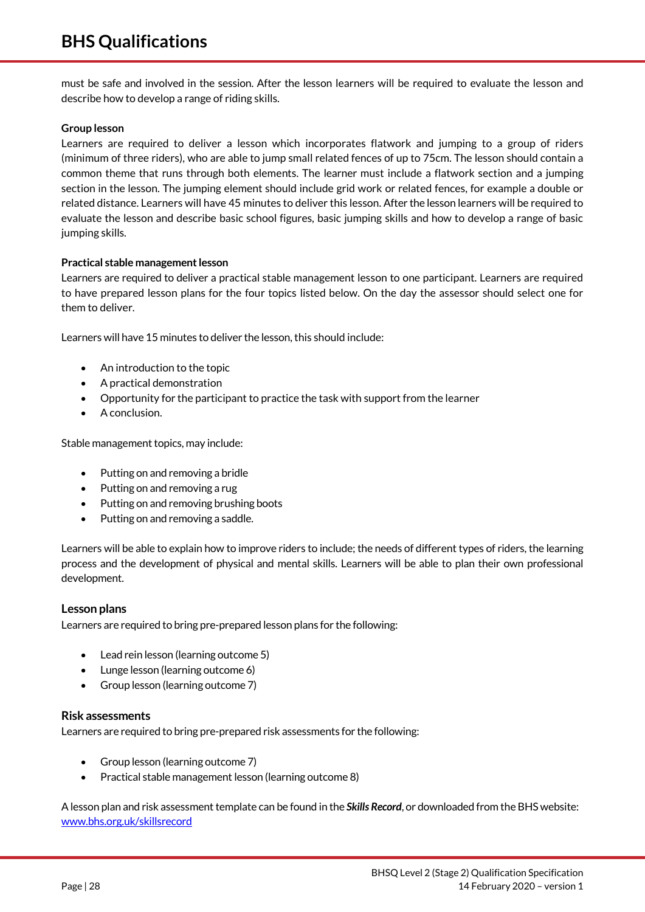must be safe and involved in the session. After the lesson learners will be required to evaluate the lesson and describe how to develop a range of riding skills.

**Group lesson**

Learners are required to deliver a lesson which incorporates flatwork and jumping to a group of riders (minimum of three riders), who are able to jump small related fences of up to 75cm. The lesson should contain a common theme that runs through both elements. The learner must include a flatwork section and a jumping section in the lesson. The jumping element should include grid work or related fences, for example a double or related distance. Learners will have 45 minutes to deliver this lesson. After the lesson learners will be required to evaluate the lesson and describe basic school figures, basic jumping skills and how to develop a range of basic jumping skills.

**Practical stable management lesson**

Learners are required to deliver a practical stable management lesson to one participant. Learners are required to have prepared lesson plans for the four topics listed below. On the day the assessor should select one for them to deliver.

Learners will have 15 minutes to deliver the lesson, this should include:

- An introduction to the topic
- A practical demonstration
- Opportunity for the participant to practice the task with support from the learner
- A conclusion.

Stable management topics, may include:

- Putting on and removing a bridle
- Putting on and removing a rug
- Putting on and removing brushing boots
- Putting on and removing a saddle.

Learners will be able to explain how to improve riders to include; the needs of different types of riders, the learning process and the development of physical and mental skills. Learners will be able to plan their own professional development.

## Lesson plans

Learners are required to bring pre-prepared lesson plans for the following:

- Lead rein lesson (learning outcome 5)
- Lunge lesson (learning outcome 6)
- Group lesson (learning outcome 7)

## Risk assessments

Learners are required to bring pre-prepared risk assessments for the following:

- Group lesson (learning outcome 7)
- Practical stable management lesson (learning outcome 8)

A lesson plan and risk assessment template can be found in the ***Skills Record***, or downloaded from the BHS website: www.bhs.org.uk/skillsrecord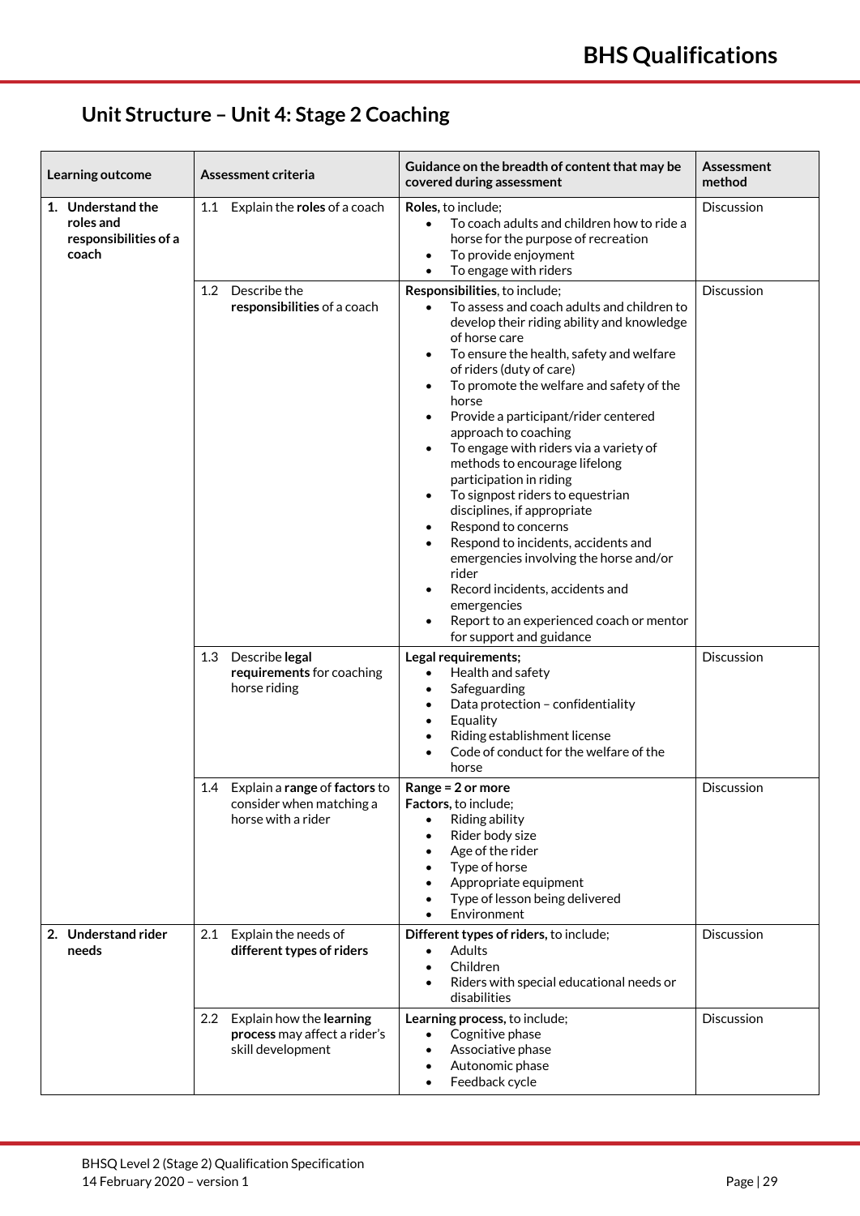## Unit Structure – Unit 4: Stage 2 Coaching

| Learning outcome | Assessment criteria | Guidance on the breadth of content that may be covered during assessment | Assessment method |
|---|---|---|---|
| **1. Understand the roles and responsibilities of a coach** | 1.1 Explain the **roles** of a coach | **Roles**, to include;<br>• To coach adults and children how to ride a horse for the purpose of recreation<br>• To provide enjoyment<br>• To engage with riders | Discussion |
| | 1.2 Describe the **responsibilities** of a coach | **Responsibilities**, to include;<br>• To assess and coach adults and children to develop their riding ability and knowledge of horse care<br>• To ensure the health, safety and welfare of riders (duty of care)<br>• To promote the welfare and safety of the horse<br>• Provide a participant/rider centered approach to coaching<br>• To engage with riders via a variety of methods to encourage lifelong participation in riding<br>• To signpost riders to equestrian disciplines, if appropriate<br>• Respond to concerns<br>• Respond to incidents, accidents and emergencies involving the horse and/or rider<br>• Record incidents, accidents and emergencies<br>• Report to an experienced coach or mentor for support and guidance | Discussion |
| | 1.3 Describe **legal requirements** for coaching horse riding | **Legal requirements;**<br>• Health and safety<br>• Safeguarding<br>• Data protection – confidentiality<br>• Equality<br>• Riding establishment license<br>• Code of conduct for the welfare of the horse | Discussion |
| | 1.4 Explain a **range** of **factors** to consider when matching a horse with a rider | **Range = 2 or more**<br>**Factors**, to include;<br>• Riding ability<br>• Rider body size<br>• Age of the rider<br>• Type of horse<br>• Appropriate equipment<br>• Type of lesson being delivered<br>• Environment | Discussion |
| **2. Understand rider needs** | 2.1 Explain the needs of **different types of riders** | **Different types of riders**, to include;<br>• Adults<br>• Children<br>• Riders with special educational needs or disabilities | Discussion |
| | 2.2 Explain how the **learning process** may affect a rider's skill development | **Learning process**, to include;<br>• Cognitive phase<br>• Associative phase<br>• Autonomic phase<br>• Feedback cycle | Discussion |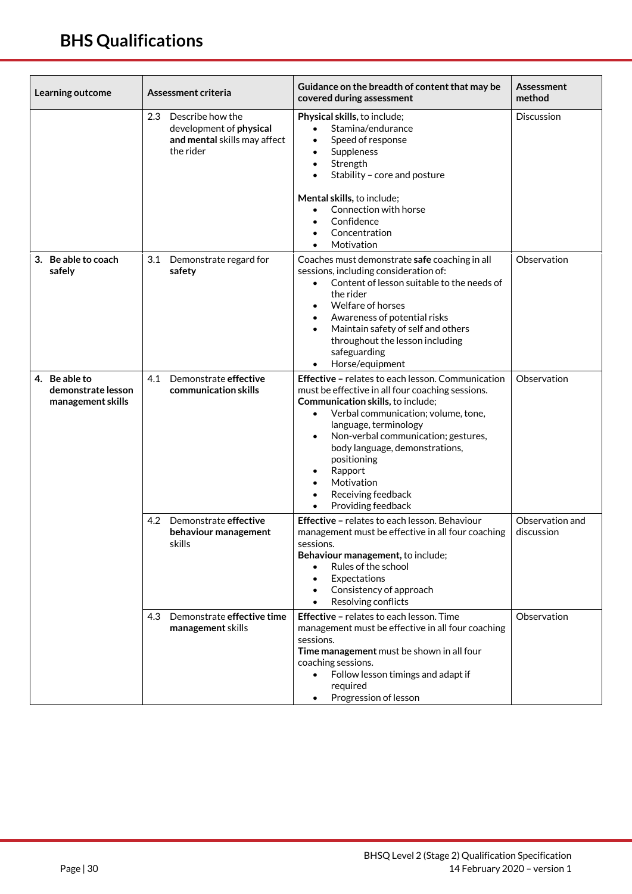| Learning outcome | Assessment criteria | Guidance on the breadth of content that may be covered during assessment | Assessment method |
|---|---|---|---|
| | 2.3 Describe how the development of **physical and mental** skills may affect the rider | **Physical skills,** to include;<br>• Stamina/endurance<br>• Speed of response<br>• Suppleness<br>• Strength<br>• Stability – core and posture<br><br>**Mental skills,** to include;<br>• Connection with horse<br>• Confidence<br>• Concentration<br>• Motivation | Discussion |
| **3. Be able to coach safely** | 3.1 Demonstrate regard for **safety** | Coaches must demonstrate **safe** coaching in all sessions, including consideration of:<br>• Content of lesson suitable to the needs of the rider<br>• Welfare of horses<br>• Awareness of potential risks<br>• Maintain safety of self and others throughout the lesson including safeguarding<br>• Horse/equipment | Observation |
| **4. Be able to demonstrate lesson management skills** | 4.1 Demonstrate **effective communication skills** | **Effective** – relates to each lesson. Communication must be effective in all four coaching sessions.<br>**Communication skills,** to include;<br>• Verbal communication; volume, tone, language, terminology<br>• Non-verbal communication; gestures, body language, demonstrations, positioning<br>• Rapport<br>• Motivation<br>• Receiving feedback<br>• Providing feedback | Observation |
| | 4.2 Demonstrate **effective behaviour management** skills | **Effective** – relates to each lesson. Behaviour management must be effective in all four coaching sessions.<br>**Behaviour management,** to include;<br>• Rules of the school<br>• Expectations<br>• Consistency of approach<br>• Resolving conflicts | Observation and discussion |
| | 4.3 Demonstrate **effective time management** skills | **Effective** – relates to each lesson. Time management must be effective in all four coaching sessions.<br>**Time management** must be shown in all four coaching sessions.<br>• Follow lesson timings and adapt if required<br>• Progression of lesson | Observation |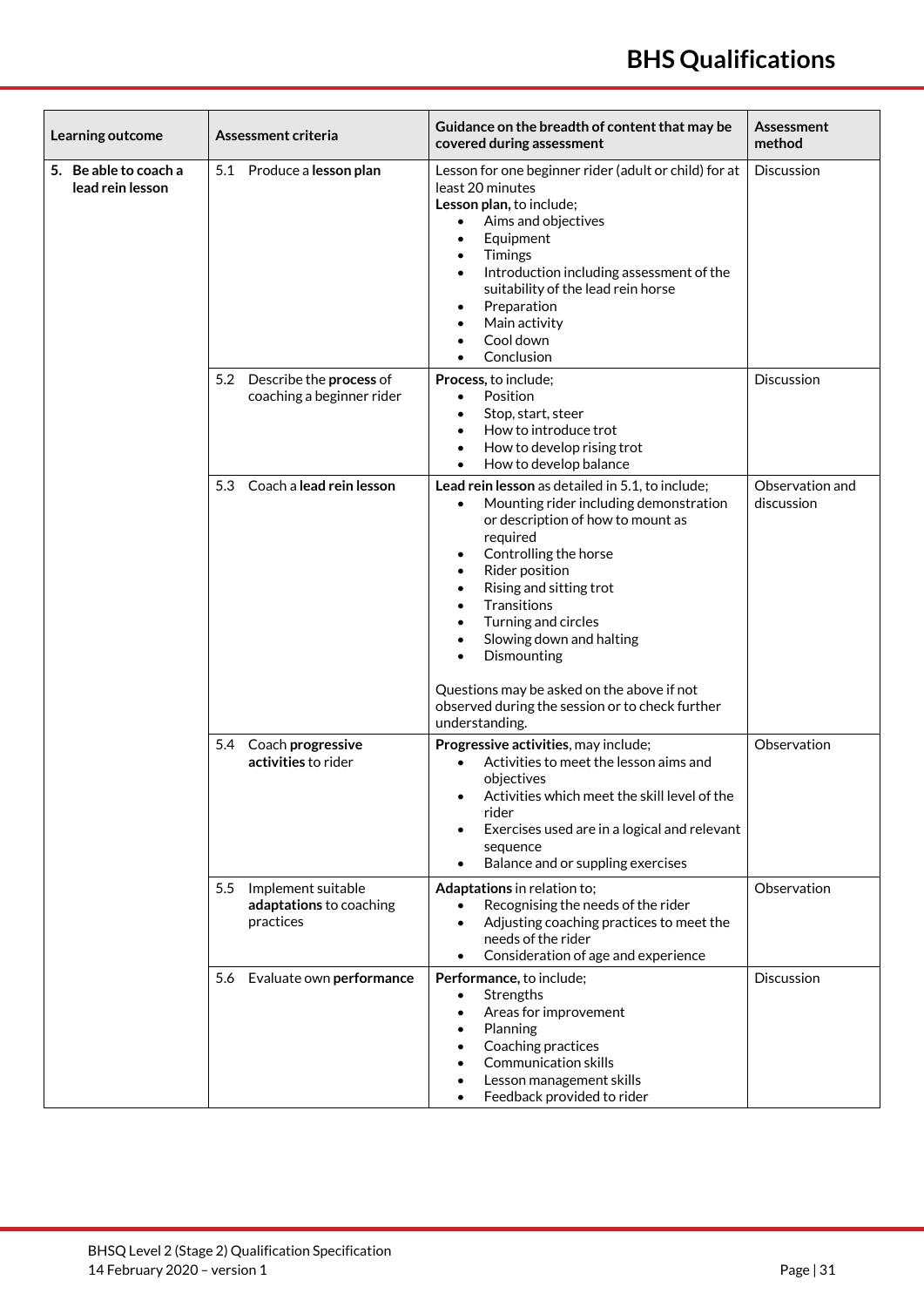| Learning outcome | Assessment criteria | Guidance on the breadth of content that may be covered during assessment | Assessment method |
|---|---|---|---|
| 5. **Be able to coach a lead rein lesson** | 5.1 Produce a **lesson plan** | Lesson for one beginner rider (adult or child) for at least 20 minutes<br>**Lesson plan,** to include;<br>• Aims and objectives<br>• Equipment<br>• Timings<br>• Introduction including assessment of the suitability of the lead rein horse<br>• Preparation<br>• Main activity<br>• Cool down<br>• Conclusion | Discussion |
| | 5.2 Describe the **process** of coaching a beginner rider | **Process,** to include;<br>• Position<br>• Stop, start, steer<br>• How to introduce trot<br>• How to develop rising trot<br>• How to develop balance | Discussion |
| | 5.3 Coach a **lead rein lesson** | **Lead rein lesson** as detailed in 5.1, to include;<br>• Mounting rider including demonstration or description of how to mount as required<br>• Controlling the horse<br>• Rider position<br>• Rising and sitting trot<br>• Transitions<br>• Turning and circles<br>• Slowing down and halting<br>• Dismounting<br><br>Questions may be asked on the above if not observed during the session or to check further understanding. | Observation and discussion |
| | 5.4 Coach **progressive activities** to rider | **Progressive activities**, may include;<br>• Activities to meet the lesson aims and objectives<br>• Activities which meet the skill level of the rider<br>• Exercises used are in a logical and relevant sequence<br>• Balance and or suppling exercises | Observation |
| | 5.5 Implement suitable **adaptations** to coaching practices | **Adaptations** in relation to;<br>• Recognising the needs of the rider<br>• Adjusting coaching practices to meet the needs of the rider<br>• Consideration of age and experience | Observation |
| | 5.6 Evaluate own **performance** | **Performance,** to include;<br>• Strengths<br>• Areas for improvement<br>• Planning<br>• Coaching practices<br>• Communication skills<br>• Lesson management skills<br>• Feedback provided to rider | Discussion |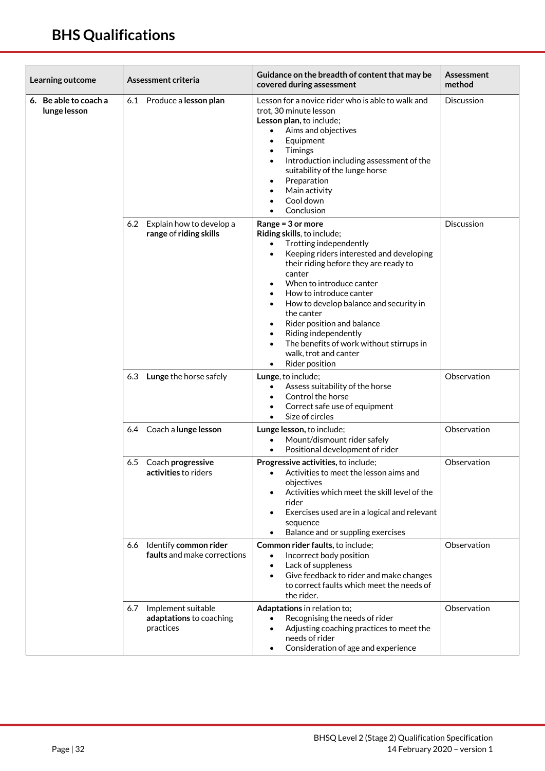| Learning outcome | Assessment criteria | Guidance on the breadth of content that may be covered during assessment | Assessment method |
|---|---|---|---|
| **6. Be able to coach a lunge lesson** | 6.1 Produce a **lesson plan** | Lesson for a novice rider who is able to walk and trot, 30 minute lesson<br>**Lesson plan,** to include;<br>• Aims and objectives<br>• Equipment<br>• Timings<br>• Introduction including assessment of the suitability of the lunge horse<br>• Preparation<br>• Main activity<br>• Cool down<br>• Conclusion | Discussion |
| | 6.2 Explain how to develop a **range** of **riding skills** | **Range = 3 or more**<br>**Riding skills**, to include;<br>• Trotting independently<br>• Keeping riders interested and developing their riding before they are ready to canter<br>• When to introduce canter<br>• How to introduce canter<br>• How to develop balance and security in the canter<br>• Rider position and balance<br>• Riding independently<br>• The benefits of work without stirrups in walk, trot and canter<br>• Rider position | Discussion |
| | 6.3 **Lunge** the horse safely | **Lunge**, to include;<br>• Assess suitability of the horse<br>• Control the horse<br>• Correct safe use of equipment<br>• Size of circles | Observation |
| | 6.4 Coach a **lunge lesson** | **Lunge lesson**, to include;<br>• Mount/dismount rider safely<br>• Positional development of rider | Observation |
| | 6.5 Coach **progressive activities** to riders | **Progressive activities,** to include;<br>• Activities to meet the lesson aims and objectives<br>• Activities which meet the skill level of the rider<br>• Exercises used are in a logical and relevant sequence<br>• Balance and or suppling exercises | Observation |
| | 6.6 Identify **common rider faults** and make corrections | **Common rider faults,** to include;<br>• Incorrect body position<br>• Lack of suppleness<br>• Give feedback to rider and make changes to correct faults which meet the needs of the rider. | Observation |
| | 6.7 Implement suitable **adaptations** to coaching practices | **Adaptations** in relation to;<br>• Recognising the needs of rider<br>• Adjusting coaching practices to meet the needs of rider<br>• Consideration of age and experience | Observation |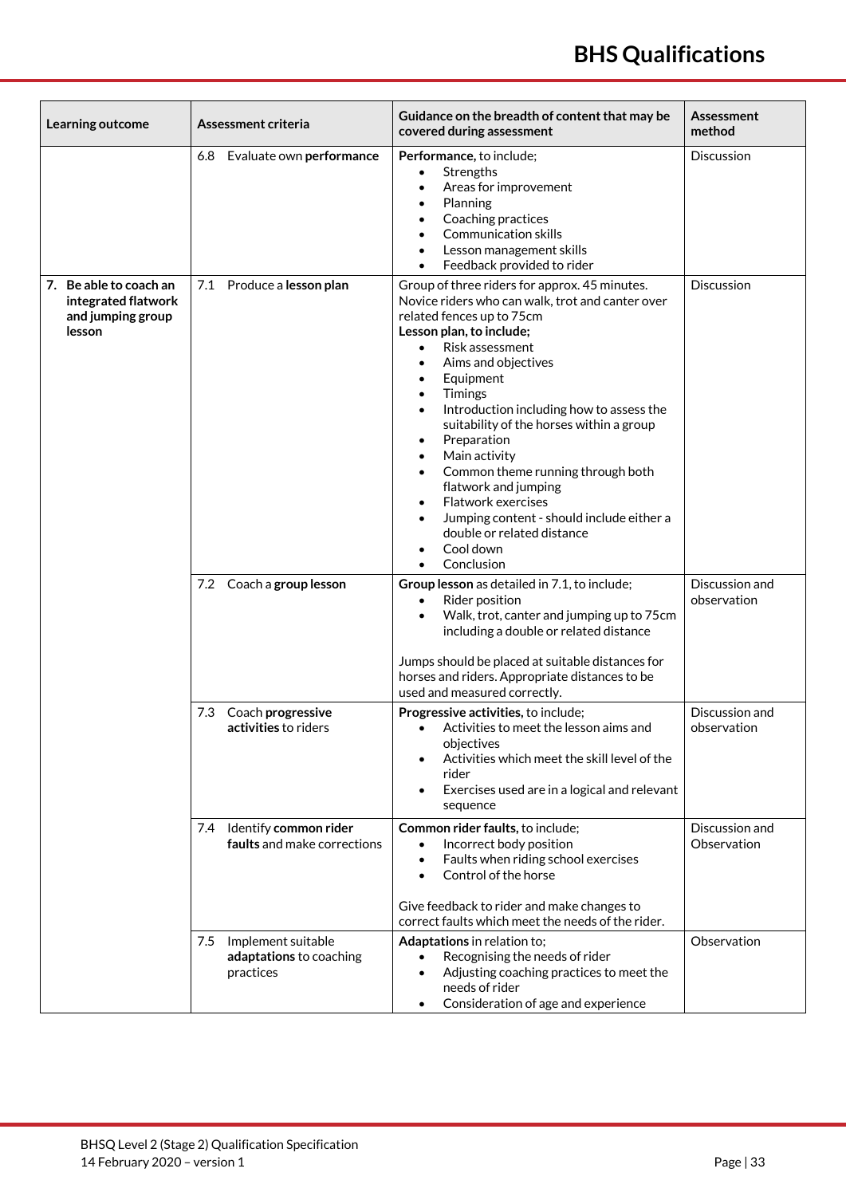| Learning outcome | Assessment criteria | Guidance on the breadth of content that may be covered during assessment | Assessment method |
|---|---|---|---|
| | 6.8 Evaluate own **performance** | **Performance**, to include;<br>• Strengths<br>• Areas for improvement<br>• Planning<br>• Coaching practices<br>• Communication skills<br>• Lesson management skills<br>• Feedback provided to rider | Discussion |
| **7. Be able to coach an integrated flatwork and jumping group lesson** | 7.1 Produce a **lesson plan** | Group of three riders for approx. 45 minutes. Novice riders who can walk, trot and canter over related fences up to 75cm<br>**Lesson plan, to include;**<br>• Risk assessment<br>• Aims and objectives<br>• Equipment<br>• Timings<br>• Introduction including how to assess the suitability of the horses within a group<br>• Preparation<br>• Main activity<br>• Common theme running through both flatwork and jumping<br>• Flatwork exercises<br>• Jumping content - should include either a double or related distance<br>• Cool down<br>• Conclusion | Discussion |
| | 7.2 Coach a **group lesson** | **Group lesson** as detailed in 7.1, to include;<br>• Rider position<br>• Walk, trot, canter and jumping up to 75cm including a double or related distance<br><br>Jumps should be placed at suitable distances for horses and riders. Appropriate distances to be used and measured correctly. | Discussion and observation |
| | 7.3 Coach **progressive activities** to riders | **Progressive activities**, to include;<br>• Activities to meet the lesson aims and objectives<br>• Activities which meet the skill level of the rider<br>• Exercises used are in a logical and relevant sequence | Discussion and observation |
| | 7.4 Identify **common rider faults** and make corrections | **Common rider faults**, to include;<br>• Incorrect body position<br>• Faults when riding school exercises<br>• Control of the horse<br><br>Give feedback to rider and make changes to correct faults which meet the needs of the rider. | Discussion and Observation |
| | 7.5 Implement suitable **adaptations** to coaching practices | **Adaptations** in relation to;<br>• Recognising the needs of rider<br>• Adjusting coaching practices to meet the needs of rider<br>• Consideration of age and experience | Observation |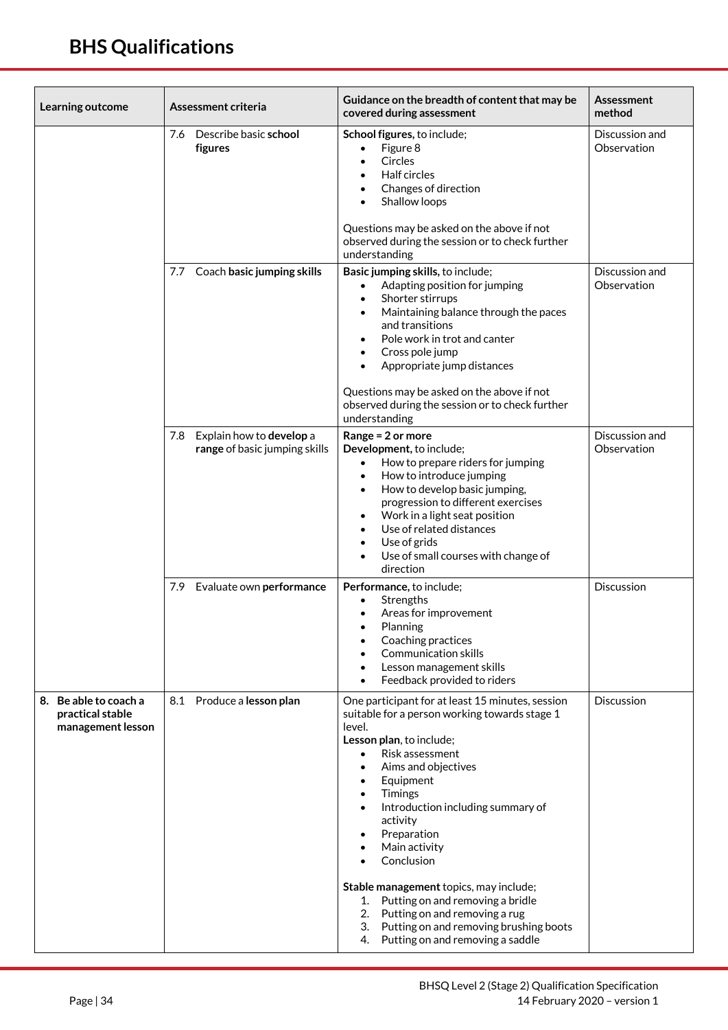| Learning outcome | Assessment criteria | Guidance on the breadth of content that may be covered during assessment | Assessment method |
|---|---|---|---|
| | 7.6 Describe basic **school figures** | **School figures**, to include;<br>• Figure 8<br>• Circles<br>• Half circles<br>• Changes of direction<br>• Shallow loops<br><br>Questions may be asked on the above if not observed during the session or to check further understanding | Discussion and Observation |
| | 7.7 Coach **basic jumping skills** | **Basic jumping skills**, to include;<br>• Adapting position for jumping<br>• Shorter stirrups<br>• Maintaining balance through the paces and transitions<br>• Pole work in trot and canter<br>• Cross pole jump<br>• Appropriate jump distances<br><br>Questions may be asked on the above if not observed during the session or to check further understanding | Discussion and Observation |
| | 7.8 Explain how to **develop** a **range** of basic jumping skills | **Range = 2 or more**<br>**Development**, to include;<br>• How to prepare riders for jumping<br>• How to introduce jumping<br>• How to develop basic jumping, progression to different exercises<br>• Work in a light seat position<br>• Use of related distances<br>• Use of grids<br>• Use of small courses with change of direction | Discussion and Observation |
| | 7.9 Evaluate own **performance** | **Performance**, to include;<br>• Strengths<br>• Areas for improvement<br>• Planning<br>• Coaching practices<br>• Communication skills<br>• Lesson management skills<br>• Feedback provided to riders | Discussion |
| **8. Be able to coach a practical stable management lesson** | 8.1 Produce a **lesson plan** | One participant for at least 15 minutes, session suitable for a person working towards stage 1 level.<br>**Lesson plan**, to include;<br>• Risk assessment<br>• Aims and objectives<br>• Equipment<br>• Timings<br>• Introduction including summary of activity<br>• Preparation<br>• Main activity<br>• Conclusion<br><br>**Stable management** topics, may include;<br>1. Putting on and removing a bridle<br>2. Putting on and removing a rug<br>3. Putting on and removing brushing boots<br>4. Putting on and removing a saddle | Discussion |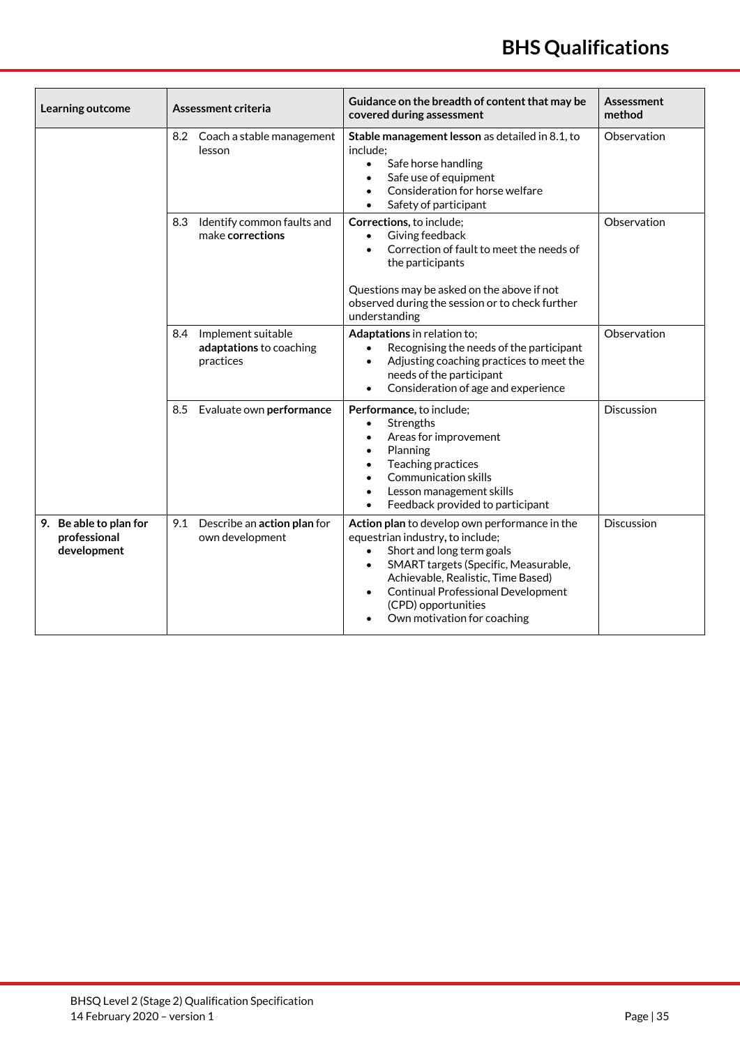| Learning outcome | Assessment criteria | Guidance on the breadth of content that may be covered during assessment | Assessment method |
|---|---|---|---|
| | 8.2 Coach a stable management lesson | **Stable management lesson** as detailed in 8.1, to include;<br>• Safe horse handling<br>• Safe use of equipment<br>• Consideration for horse welfare<br>• Safety of participant | Observation |
| | 8.3 Identify common faults and make **corrections** | **Corrections**, to include;<br>• Giving feedback<br>• Correction of fault to meet the needs of the participants<br><br>Questions may be asked on the above if not observed during the session or to check further understanding | Observation |
| | 8.4 Implement suitable **adaptations** to coaching practices | **Adaptations** in relation to;<br>• Recognising the needs of the participant<br>• Adjusting coaching practices to meet the needs of the participant<br>• Consideration of age and experience | Observation |
| | 8.5 Evaluate own **performance** | **Performance,** to include;<br>• Strengths<br>• Areas for improvement<br>• Planning<br>• Teaching practices<br>• Communication skills<br>• Lesson management skills<br>• Feedback provided to participant | Discussion |
| **9. Be able to plan for professional development** | 9.1 Describe an **action plan** for own development | **Action plan** to develop own performance in the equestrian industry, to include;<br>• Short and long term goals<br>• SMART targets (Specific, Measurable, Achievable, Realistic, Time Based)<br>• Continual Professional Development (CPD) opportunities<br>• Own motivation for coaching | Discussion |